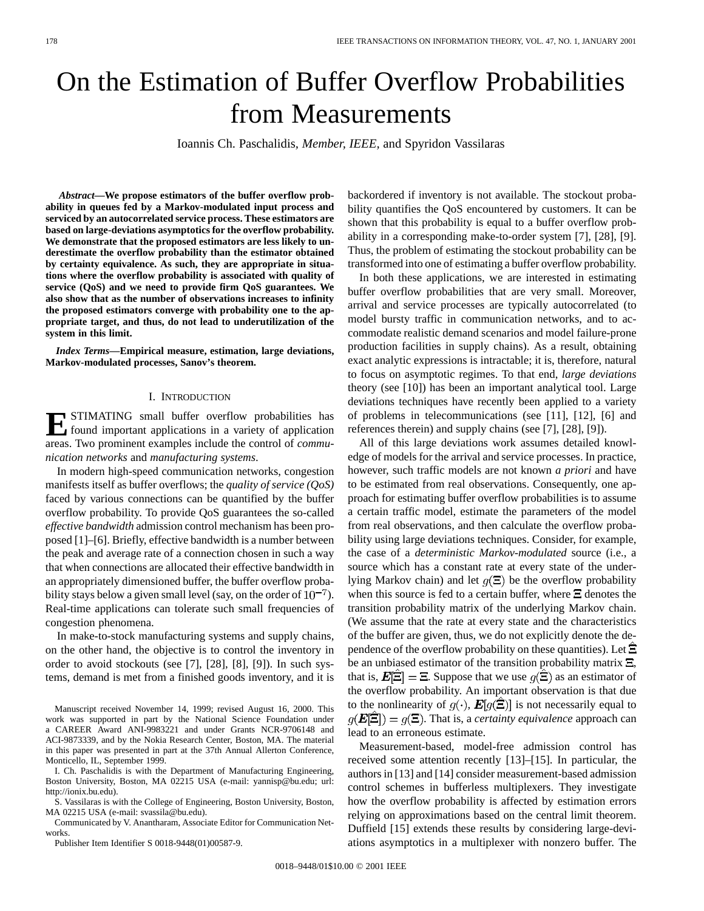# On the Estimation of Buffer Overflow Probabilities from Measurements

Ioannis Ch. Paschalidis, *Member, IEEE,* and Spyridon Vassilaras

***Abstract*—We propose estimators of the buffer overflow probability in queues fed by a Markov-modulated input process and serviced by an autocorrelated service process. These estimators are based on large-deviations asymptotics for the overflow probability. We demonstrate that the proposed estimators are less likely to underestimate the overflow probability than the estimator obtained by certainty equivalence. As such, they are appropriate in situations where the overflow probability is associated with quality of service (QoS) and we need to provide firm QoS guarantees. We also show that as the number of observations increases to infinity the proposed estimators converge with probability one to the appropriate target, and thus, do not lead to underutilization of the system in this limit.**

***Index Terms*—Empirical measure, estimation, large deviations, Markov-modulated processes, Sanov's theorem.**

## I. Introduction

Estimating small buffer overflow probabilities has found important applications in a variety of application areas. Two prominent examples include the control of *communication networks* and *manufacturing systems*.

In modern high-speed communication networks, congestion manifests itself as buffer overflows; the *quality of service (QoS)* faced by various connections can be quantified by the buffer overflow probability. To provide QoS guarantees the so-called *effective bandwidth* admission control mechanism has been proposed [1]–[6]. Briefly, effective bandwidth is a number between the peak and average rate of a connection chosen in such a way that when connections are allocated their effective bandwidth in an appropriately dimensioned buffer, the buffer overflow probability stays below a given small level (say, on the order of $10^{-7}$). Real-time applications can tolerate such small frequencies of congestion phenomena.

In make-to-stock manufacturing systems and supply chains, on the other hand, the objective is to control the inventory in order to avoid stockouts (see [7], [28], [8], [9]). In such systems, demand is met from a finished goods inventory, and it is backordered if inventory is not available. The stockout probability quantifies the QoS encountered by customers. It can be shown that this probability is equal to a buffer overflow probability in a corresponding make-to-order system [7], [28], [9]. Thus, the problem of estimating the stockout probability can be transformed into one of estimating a buffer overflow probability.

In both these applications, we are interested in estimating buffer overflow probabilities that are very small. Moreover, arrival and service processes are typically autocorrelated (to model bursty traffic in communication networks, and to accommodate realistic demand scenarios and model failure-prone production facilities in supply chains). As a result, obtaining exact analytic expressions is intractable; it is, therefore, natural to focus on asymptotic regimes. To that end, *large deviations* theory (see [10]) has been an important analytical tool. Large deviations techniques have recently been applied to a variety of problems in telecommunications (see [11], [12], [6] and references therein) and supply chains (see [7], [28], [9]).

All of this large deviations work assumes detailed knowledge of models for the arrival and service processes. In practice, however, such traffic models are not known *a priori* and have to be estimated from real observations. Consequently, one approach for estimating buffer overflow probabilities is to assume a certain traffic model, estimate the parameters of the model from real observations, and then calculate the overflow probability using large deviations techniques. Consider, for example, the case of a *deterministic Markov-modulated* source (i.e., a source which has a constant rate at every state of the underlying Markov chain) and let $g(\mathbf{\Xi})$ be the overflow probability when this source is fed to a certain buffer, where $\mathbf{\Xi}$ denotes the transition probability matrix of the underlying Markov chain. (We assume that the rate at every state and the characteristics of the buffer are given, thus, we do not explicitly denote the dependence of the overflow probability on these quantities). Let $\hat{\mathbf{\Xi}}$ be an unbiased estimator of the transition probability matrix $\mathbf{\Xi}$, that is, $\boldsymbol{E}[\hat{\mathbf{\Xi}}] = \mathbf{\Xi}$. Suppose that we use $g(\hat{\mathbf{\Xi}})$ as an estimator of the overflow probability. An important observation is that due to the nonlinearity of $g(\cdot)$, $\boldsymbol{E}[g(\hat{\mathbf{\Xi}})]$ is not necessarily equal to $g(\boldsymbol{E}[\hat{\mathbf{\Xi}}]) = g(\mathbf{\Xi})$. That is, a *certainty equivalence* approach can lead to an erroneous estimate.

Measurement-based, model-free admission control has received some attention recently [13]–[15]. In particular, the authors in [13] and [14] consider measurement-based admission control schemes in bufferless multiplexers. They investigate how the overflow probability is affected by estimation errors relying on approximations based on the central limit theorem. Duffield [15] extends these results by considering large-deviations asymptotics in a multiplexer with nonzero buffer. The

---

Manuscript received November 14, 1999; revised August 16, 2000. This work was supported in part by the National Science Foundation under a CAREER Award ANI-9983221 and under Grants NCR-9706148 and ACI-9873339, and by the Nokia Research Center, Boston, MA. The material in this paper was presented in part at the 37th Annual Allerton Conference, Monticello, IL, September 1999.

I. Ch. Paschalidis is with the Department of Manufacturing Engineering, Boston University, Boston, MA 02215 USA (e-mail: yannisp@bu.edu; url: http://ionix.bu.edu).

S. Vassilaras is with the College of Engineering, Boston University, Boston, MA 02215 USA (e-mail: svassila@bu.edu).

Communicated by V. Anantharam, Associate Editor for Communication Networks.

Publisher Item Identifier S 0018-9448(01)00587-9.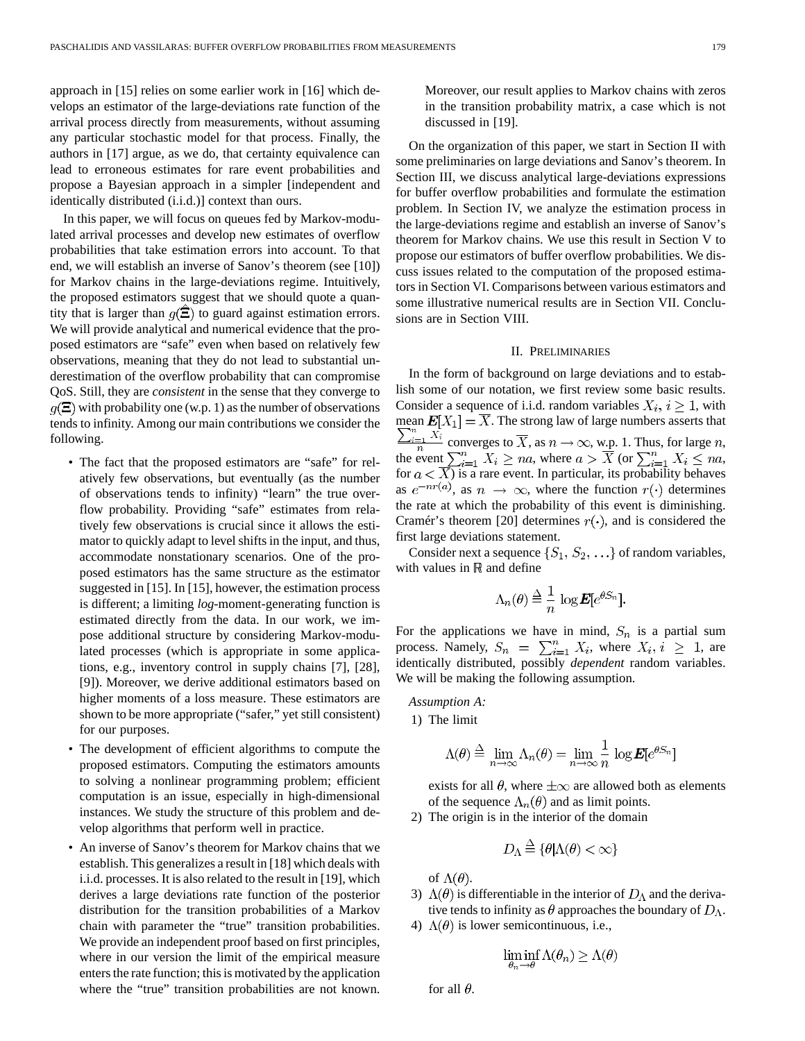approach in [15] relies on some earlier work in [16] which develops an estimator of the large-deviations rate function of the arrival process directly from measurements, without assuming any particular stochastic model for that process. Finally, the authors in [17] argue, as we do, that certainty equivalence can lead to erroneous estimates for rare event probabilities and propose a Bayesian approach in a simpler [independent and identically distributed (i.i.d.)] context than ours.

In this paper, we will focus on queues fed by Markov-modulated arrival processes and develop new estimates of overflow probabilities that take estimation errors into account. To that end, we will establish an inverse of Sanov's theorem (see [10]) for Markov chains in the large-deviations regime. Intuitively, the proposed estimators suggest that we should quote a quantity that is larger than $g(\hat{\boldsymbol{\Xi}})$ to guard against estimation errors. We will provide analytical and numerical evidence that the proposed estimators are "safe" even when based on relatively few observations, meaning that they do not lead to substantial underestimation of the overflow probability that can compromise QoS. Still, they are *consistent* in the sense that they converge to $g(\boldsymbol{\Xi})$ with probability one (w.p. 1) as the number of observations tends to infinity. Among our main contributions we consider the following.

- The fact that the proposed estimators are "safe" for relatively few observations, but eventually (as the number of observations tends to infinity) "learn" the true overflow probability. Providing "safe" estimates from relatively few observations is crucial since it allows the estimator to quickly adapt to level shifts in the input, and thus, accommodate nonstationary scenarios. One of the proposed estimators has the same structure as the estimator suggested in [15]. In [15], however, the estimation process is different; a limiting *log*-moment-generating function is estimated directly from the data. In our work, we impose additional structure by considering Markov-modulated processes (which is appropriate in some applications, e.g., inventory control in supply chains [7], [28], [9]). Moreover, we derive additional estimators based on higher moments of a loss measure. These estimators are shown to be more appropriate ("safer," yet still consistent) for our purposes.
- The development of efficient algorithms to compute the proposed estimators. Computing the estimators amounts to solving a nonlinear programming problem; efficient computation is an issue, especially in high-dimensional instances. We study the structure of this problem and develop algorithms that perform well in practice.
- An inverse of Sanov's theorem for Markov chains that we establish. This generalizes a result in [18] which deals with i.i.d. processes. It is also related to the result in [19], which derives a large deviations rate function of the posterior distribution for the transition probabilities of a Markov chain with parameter the "true" transition probabilities. We provide an independent proof based on first principles, where in our version the limit of the empirical measure enters the rate function; this is motivated by the application where the "true" transition probabilities are not known. Moreover, our result applies to Markov chains with zeros in the transition probability matrix, a case which is not discussed in [19].

On the organization of this paper, we start in Section II with some preliminaries on large deviations and Sanov's theorem. In Section III, we discuss analytical large-deviations expressions for buffer overflow probabilities and formulate the estimation problem. In Section IV, we analyze the estimation process in the large-deviations regime and establish an inverse of Sanov's theorem for Markov chains. We use this result in Section V to propose our estimators of buffer overflow probabilities. We discuss issues related to the computation of the proposed estimators in Section VI. Comparisons between various estimators and some illustrative numerical results are in Section VII. Conclusions are in Section VIII.

## II. Preliminaries

In the form of background on large deviations and to establish some of our notation, we first review some basic results. Consider a sequence of i.i.d. random variables $X_i$, $i \geq 1$, with mean $\boldsymbol{E}[X_1] = \overline{X}$. The strong law of large numbers asserts that $\frac{\sum_{i=1}^{n} X_i}{n}$ converges to $\overline{X}$, as $n \to \infty$, w.p. 1. Thus, for large $n$, the event $\sum_{i=1}^{n} X_i \geq na$, where $a > \overline{X}$ (or $\sum_{i=1}^{n} X_i \leq na$, for $a < \overline{X}$) is a rare event. In particular, its probability behaves as $e^{-nr(a)}$, as $n \to \infty$, where the function $r(\cdot)$ determines the rate at which the probability of this event is diminishing. Cramér's theorem [20] determines $r(\cdot)$, and is considered the first large deviations statement.

Consider next a sequence $\{S_1, S_2, \ldots\}$ of random variables, with values in $\mathbb{R}$ and define

$$\Lambda_n(\theta) \triangleq \frac{1}{n} \log \boldsymbol{E}[e^{\theta S_n}].$$

For the applications we have in mind, $S_n$ is a partial sum process. Namely, $S_n = \sum_{i=1}^{n} X_i$, where $X_i$, $i \geq 1$, are identically distributed, possibly *dependent* random variables. We will be making the following assumption.

*Assumption A:*

1) The limit

$$\Lambda(\theta) \triangleq \lim_{n\to\infty} \Lambda_n(\theta) = \lim_{n\to\infty} \frac{1}{n} \log \boldsymbol{E}[e^{\theta S_n}]$$

exists for all $\theta$, where $\pm\infty$ are allowed both as elements of the sequence $\Lambda_n(\theta)$ and as limit points.

2) The origin is in the interior of the domain

$$D_\Lambda \triangleq \{\theta | \Lambda(\theta) < \infty\}$$

of $\Lambda(\theta)$.

3) $\Lambda(\theta)$ is differentiable in the interior of $D_\Lambda$ and the derivative tends to infinity as $\theta$ approaches the boundary of $D_\Lambda$.

4) $\Lambda(\theta)$ is lower semicontinuous, i.e.,

$$\liminf_{\theta_n \to \theta} \Lambda(\theta_n) \geq \Lambda(\theta)$$

for all $\theta$.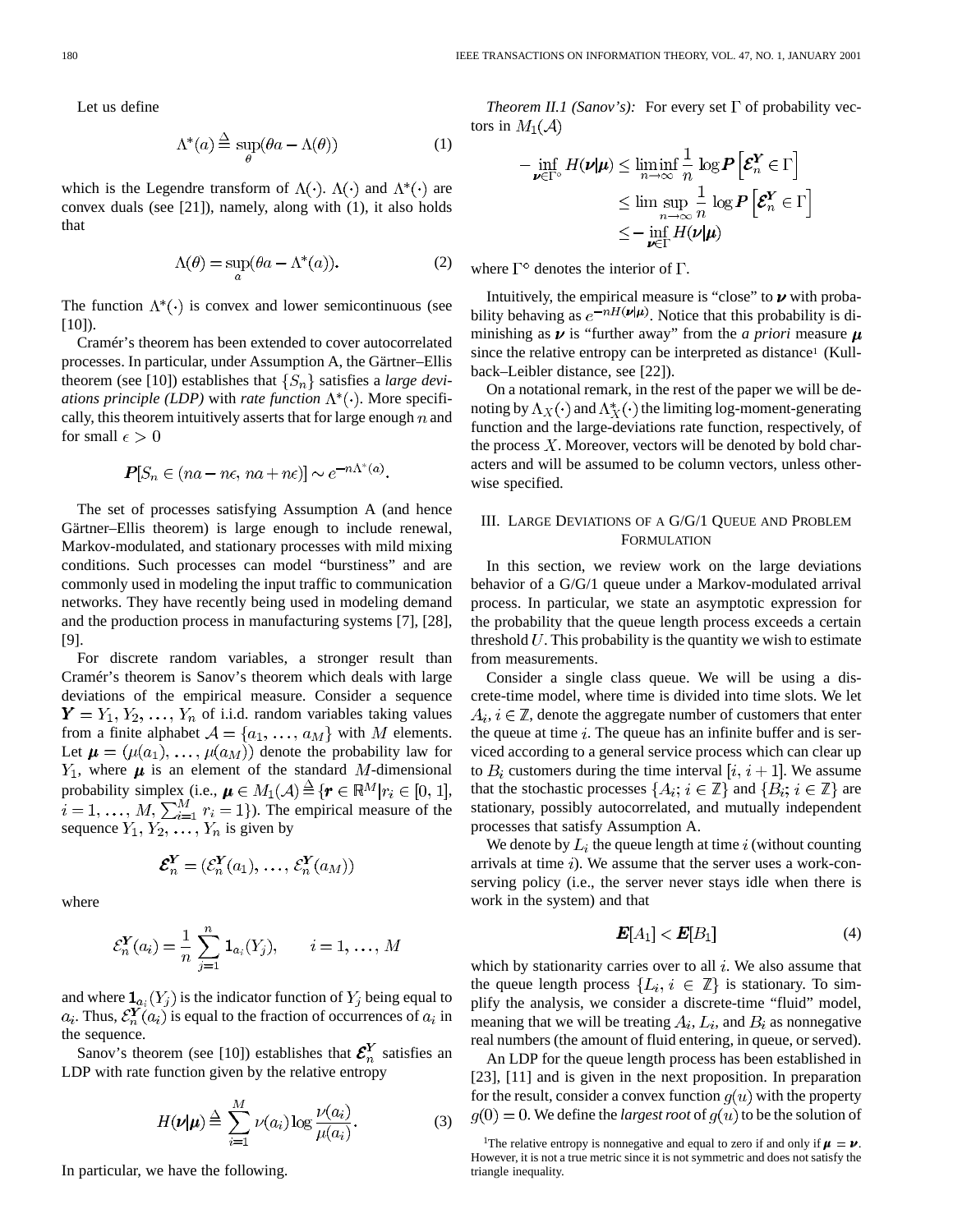Let us define

$$\Lambda^*(a) \triangleq \sup_\theta (\theta a - \Lambda(\theta)) \tag{1}$$

which is the Legendre transform of $\Lambda(\cdot)$. $\Lambda(\cdot)$ and $\Lambda^*(\cdot)$ are convex duals (see [21]), namely, along with (1), it also holds that

$$\Lambda(\theta) = \sup_a (\theta a - \Lambda^*(a)). \tag{2}$$

The function $\Lambda^*(\cdot)$ is convex and lower semicontinuous (see [10]).

Cramér's theorem has been extended to cover autocorrelated processes. In particular, under Assumption A, the Gärtner–Ellis theorem (see [10]) establishes that $\{S_n\}$ satisfies a *large deviations principle (LDP)* with *rate function* $\Lambda^*(\cdot)$. More specifically, this theorem intuitively asserts that for large enough $n$ and for small $\epsilon > 0$

$$\boldsymbol{P}[S_n \in (na - n\epsilon, na + n\epsilon)] \sim e^{-n\Lambda^*(a)}.$$

The set of processes satisfying Assumption A (and hence Gärtner–Ellis theorem) is large enough to include renewal, Markov-modulated, and stationary processes with mild mixing conditions. Such processes can model "burstiness" and are commonly used in modeling the input traffic to communication networks. They have recently being used in modeling demand and the production process in manufacturing systems [7], [28], [9].

For discrete random variables, a stronger result than Cramér's theorem is Sanov's theorem which deals with large deviations of the empirical measure. Consider a sequence $\boldsymbol{Y} = Y_1, Y_2, \ldots, Y_n$ of i.i.d. random variables taking values from a finite alphabet $\mathcal{A} = \{a_1, \ldots, a_M\}$ with $M$ elements. Let $\boldsymbol{\mu} = (\mu(a_1), \ldots, \mu(a_M))$ denote the probability law for $Y_1$, where $\boldsymbol{\mu}$ is an element of the standard $M$-dimensional probability simplex (i.e., $\boldsymbol{\mu} \in M_1(\mathcal{A}) \triangleq \{\boldsymbol{r} \in \mathbb{R}^M | r_i \in [0, 1], i = 1, \ldots, M, \sum_{i=1}^M r_i = 1\}$). The empirical measure of the sequence $Y_1, Y_2, \ldots, Y_n$ is given by

$$\boldsymbol{\mathcal{E}}_n^{\boldsymbol{Y}} = (\mathcal{E}_n^{\boldsymbol{Y}}(a_1), \ldots, \mathcal{E}_n^{\boldsymbol{Y}}(a_M))$$

where

$$\mathcal{E}_n^{\boldsymbol{Y}}(a_i) = \frac{1}{n} \sum_{j=1}^n \mathbf{1}_{a_i}(Y_j), \qquad i = 1, \ldots, M$$

and where $\mathbf{1}_{a_i}(Y_j)$ is the indicator function of $Y_j$ being equal to $a_i$. Thus, $\mathcal{E}_n^{\boldsymbol{Y}}(a_i)$ is equal to the fraction of occurrences of $a_i$ in the sequence.

Sanov's theorem (see [10]) establishes that $\boldsymbol{\mathcal{E}}_n^{\boldsymbol{Y}}$ satisfies an LDP with rate function given by the relative entropy

$$H(\boldsymbol{\nu}|\boldsymbol{\mu}) \triangleq \sum_{i=1}^M \nu(a_i) \log \frac{\nu(a_i)}{\mu(a_i)}. \tag{3}$$

In particular, we have the following.

*Theorem II.1 (Sanov's):* For every set $\Gamma$ of probability vectors in $M_1(\mathcal{A})$

$$\begin{aligned} -\inf_{\boldsymbol{\nu} \in \Gamma^\circ} H(\boldsymbol{\nu}|\boldsymbol{\mu}) &\leq \liminf_{n\to\infty} \frac{1}{n} \log \boldsymbol{P}\left[\boldsymbol{\mathcal{E}}_n^{\boldsymbol{Y}} \in \Gamma\right] \\ &\leq \limsup_{n\to\infty} \frac{1}{n} \log \boldsymbol{P}\left[\boldsymbol{\mathcal{E}}_n^{\boldsymbol{Y}} \in \Gamma\right] \\ &\leq -\inf_{\boldsymbol{\nu} \in \Gamma} H(\boldsymbol{\nu}|\boldsymbol{\mu}) \end{aligned}$$

where $\Gamma^\circ$ denotes the interior of $\Gamma$.

Intuitively, the empirical measure is "close" to $\boldsymbol{\nu}$ with probability behaving as $e^{-nH(\boldsymbol{\nu}|\boldsymbol{\mu})}$. Notice that this probability is diminishing as $\boldsymbol{\nu}$ is "further away" from the *a priori* measure $\boldsymbol{\mu}$ since the relative entropy can be interpreted as distance[1] (Kullback–Leibler distance, see [22]).

On a notational remark, in the rest of the paper we will be denoting by $\Lambda_X(\cdot)$ and $\Lambda_X^*(\cdot)$ the limiting log-moment-generating function and the large-deviations rate function, respectively, of the process $X$. Moreover, vectors will be denoted by bold characters and will be assumed to be column vectors, unless otherwise specified.

## III. Large Deviations of a G/G/1 Queue and Problem Formulation

In this section, we review work on the large deviations behavior of a G/G/1 queue under a Markov-modulated arrival process. In particular, we state an asymptotic expression for the probability that the queue length process exceeds a certain threshold $U$. This probability is the quantity we wish to estimate from measurements.

Consider a single class queue. We will be using a discrete-time model, where time is divided into time slots. We let $A_i, i \in \mathbb{Z}$, denote the aggregate number of customers that enter the queue at time $i$. The queue has an infinite buffer and is serviced according to a general service process which can clear up to $B_i$ customers during the time interval $[i, i+1]$. We assume that the stochastic processes $\{A_i; i \in \mathbb{Z}\}$ and $\{B_i; i \in \mathbb{Z}\}$ are stationary, possibly autocorrelated, and mutually independent processes that satisfy Assumption A.

We denote by $L_i$ the queue length at time $i$ (without counting arrivals at time $i$). We assume that the server uses a work-conserving policy (i.e., the server never stays idle when there is work in the system) and that

$$\boldsymbol{E}[A_1] < \boldsymbol{E}[B_1] \tag{4}$$

which by stationarity carries over to all $i$. We also assume that the queue length process $\{L_i, i \in \mathbb{Z}\}$ is stationary. To simplify the analysis, we consider a discrete-time "fluid" model, meaning that we will be treating $A_i$, $L_i$, and $B_i$ as nonnegative real numbers (the amount of fluid entering, in queue, or served).

An LDP for the queue length process has been established in [23], [11] and is given in the next proposition. In preparation for the result, consider a convex function $g(u)$ with the property $g(0) = 0$. We define the *largest root* of $g(u)$ to be the solution of

[1] The relative entropy is nonnegative and equal to zero if and only if $\boldsymbol{\mu} = \boldsymbol{\nu}$. However, it is not a true metric since it is not symmetric and does not satisfy the triangle inequality.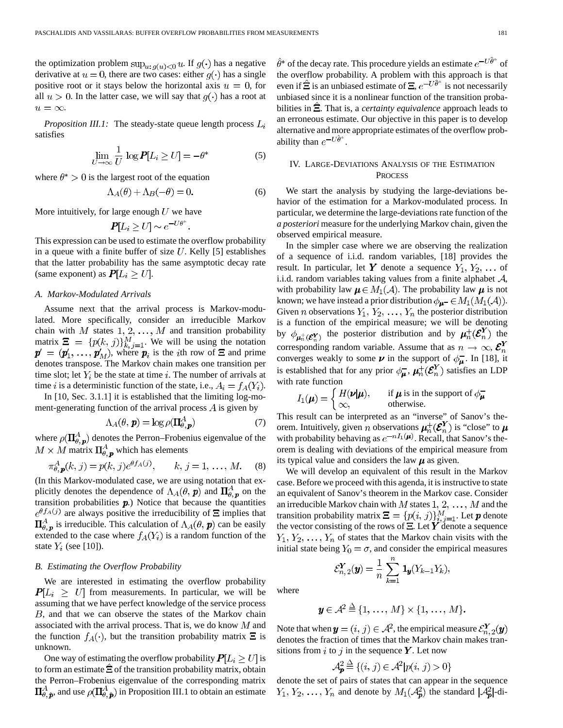the optimization problem $\sup_{u: g(u)<0} u$. If $g(\cdot)$ has a negative derivative at $u = 0$, there are two cases: either $g(\cdot)$ has a single positive root or it stays below the horizontal axis $u = 0$, for all $u > 0$. In the latter case, we will say that $g(\cdot)$ has a root at $u = \infty$.

*Proposition III.1:* The steady-state queue length process $L_i$ satisfies

$$\lim_{U \to \infty} \frac{1}{U} \log \boldsymbol{P}[L_i \geq U] = -\theta^* \tag{5}$$

where $\theta^* > 0$ is the largest root of the equation

$$\Lambda_A(\theta) + \Lambda_B(-\theta) = 0. \tag{6}$$

More intuitively, for large enough $U$ we have

$$\boldsymbol{P}[L_i \geq U] \sim e^{-U\theta^*}.$$

This expression can be used to estimate the overflow probability in a queue with a finite buffer of size $U$. Kelly [5] establishes that the latter probability has the same asymptotic decay rate (same exponent) as $\boldsymbol{P}[L_i \geq U]$.

### A. Markov-Modulated Arrivals

Assume next that the arrival process is Markov-modulated. More specifically, consider an irreducible Markov chain with $M$ states $1, 2, \ldots, M$ and transition probability matrix $\Xi = \{p(k, j)\}_{k,j=1}^{M}$. We will be using the notation $\boldsymbol{p}' = (\boldsymbol{p}'_1, \ldots, \boldsymbol{p}'_M)$, where $\boldsymbol{p}_i$ is the $i$th row of $\Xi$ and prime denotes transpose. The Markov chain makes one transition per time slot; let $Y_i$ be the state at time $i$. The number of arrivals at time $i$ is a deterministic function of the state, i.e., $A_i = f_A(Y_i)$.

In [10, Sec. 3.1.1] it is established that the limiting log-moment-generating function of the arrival process $A$ is given by

$$\Lambda_A(\theta, \boldsymbol{p}) = \log \rho(\boldsymbol{\Pi}^A_{\theta,\boldsymbol{p}}) \tag{7}$$

where $\rho(\boldsymbol{\Pi}^A_{\theta,\boldsymbol{p}})$ denotes the Perron–Frobenius eigenvalue of the $M \times M$ matrix $\boldsymbol{\Pi}^A_{\theta,\boldsymbol{p}}$ which has elements

$$\pi^A_{\theta,\boldsymbol{p}}(k, j) = p(k, j)e^{\theta f_A(j)}, \qquad k, j = 1, \ldots, M. \tag{8}$$

(In this Markov-modulated case, we are using notation that explicitly denotes the dependence of $\Lambda_A(\theta, \boldsymbol{p})$ and $\boldsymbol{\Pi}^A_{\theta,\boldsymbol{p}}$ on the transition probabilities $\boldsymbol{p}$.) Notice that because the quantities $e^{\theta f_A(j)}$ are always positive the irreducibility of $\Xi$ implies that $\boldsymbol{\Pi}^A_{\theta,\boldsymbol{p}}$ is irreducible. This calculation of $\Lambda_A(\theta, \boldsymbol{p})$ can be easily extended to the case where $f_A(Y_i)$ is a random function of the state $Y_i$ (see [10]).

### B. Estimating the Overflow Probability

We are interested in estimating the overflow probability $\boldsymbol{P}[L_i \geq U]$ from measurements. In particular, we will be assuming that we have perfect knowledge of the service process $B$, and that we can observe the states of the Markov chain associated with the arrival process. That is, we do know $M$ and the function $f_A(\cdot)$, but the transition probability matrix $\Xi$ is unknown.

One way of estimating the overflow probability $\boldsymbol{P}[L_i \geq U]$ is to form an estimate $\hat{\Xi}$ of the transition probability matrix, obtain the Perron–Frobenius eigenvalue of the corresponding matrix $\boldsymbol{\Pi}^A_{\theta,\hat{\boldsymbol{p}}}$, and use $\rho(\boldsymbol{\Pi}^A_{\theta,\hat{\boldsymbol{p}}})$ in Proposition III.1 to obtain an estimate $\hat{\theta}^*$ of the decay rate. This procedure yields an estimate $e^{-U\hat{\theta}^*}$ of the overflow probability. A problem with this approach is that even if $\hat{\Xi}$ is an unbiased estimate of $\Xi$, $e^{-U\hat{\theta}^*}$ is not necessarily unbiased since it is a nonlinear function of the transition probabilities in $\hat{\Xi}$. That is, a *certainty equivalence* approach leads to an erroneous estimate. Our objective in this paper is to develop alternative and more appropriate estimates of the overflow probability than $e^{-U\hat{\theta}^*}$.

## IV. Large-Deviations Analysis of the Estimation Process

We start the analysis by studying the large-deviations behavior of the estimation for a Markov-modulated process. In particular, we determine the large-deviations rate function of the *a posteriori* measure for the underlying Markov chain, given the observed empirical measure.

In the simpler case where we are observing the realization of a sequence of i.i.d. random variables, [18] provides the result. In particular, let $\boldsymbol{Y}$ denote a sequence $Y_1, Y_2, \ldots$ of i.i.d. random variables taking values from a finite alphabet $\mathcal{A}$, with probability law $\boldsymbol{\mu} \in M_1(\mathcal{A})$. The probability law $\boldsymbol{\mu}$ is not known; we have instead a prior distribution $\phi_{\boldsymbol{\mu}^-} \in M_1(M_1(\mathcal{A}))$. Given $n$ observations $Y_1, Y_2, \ldots, Y_n$ the posterior distribution is a function of the empirical measure; we will be denoting by $\phi_{\boldsymbol{\mu}^+_n(\mathcal{E}^{\boldsymbol{Y}}_n)}$ the posterior distribution and by $\boldsymbol{\mu}^+_n(\mathcal{E}^{\boldsymbol{Y}}_n)$ the corresponding random variable. Assume that as $n \to \infty$, $\mathcal{E}^{\boldsymbol{Y}}_n$ converges weakly to some $\boldsymbol{\nu}$ in the support of $\phi_{\boldsymbol{\mu}^-}$. In [18], it is established that for any prior $\phi_{\boldsymbol{\mu}^-}$, $\boldsymbol{\mu}^+_n(\mathcal{E}^{\boldsymbol{Y}}_n)$ satisfies an LDP with rate function

$$I_1(\boldsymbol{\mu}) = \begin{cases} H(\boldsymbol{\nu}|\boldsymbol{\mu}), & \text{if } \boldsymbol{\mu} \text{ is in the support of } \phi_{\boldsymbol{\mu}^-} \\ \infty, & \text{otherwise.} \end{cases}$$

This result can be interpreted as an "inverse" of Sanov's theorem. Intuitively, given $n$ observations $\boldsymbol{\mu}^+_n(\mathcal{E}^{\boldsymbol{Y}}_n)$ is "close" to $\boldsymbol{\mu}$ with probability behaving as $e^{-nI_1(\boldsymbol{\mu})}$. Recall, that Sanov's theorem is dealing with deviations of the empirical measure from its typical value and considers the law $\boldsymbol{\mu}$ as given.

We will develop an equivalent of this result in the Markov case. Before we proceed with this agenda, it is instructive to state an equivalent of Sanov's theorem in the Markov case. Consider an irreducible Markov chain with $M$ states $1, 2, \ldots, M$ and the transition probability matrix $\Xi = \{p(i, j)\}_{i,j=1}^{M}$. Let $\boldsymbol{p}$ denote the vector consisting of the rows of $\Xi$. Let $\boldsymbol{Y}$ denote a sequence $Y_1, Y_2, \ldots, Y_n$ of states that the Markov chain visits with the initial state being $Y_0 = \sigma$, and consider the empirical measures

$$\mathcal{E}^{\boldsymbol{Y}}_{n,2}(\boldsymbol{y}) = \frac{1}{n} \sum_{k=1}^{n} \boldsymbol{1}_{\boldsymbol{y}}(Y_{k-1}Y_k),$$

where

$$\boldsymbol{y} \in \mathcal{A}^2 \triangleq \{1, \ldots, M\} \times \{1, \ldots, M\}.$$

Note that when $\boldsymbol{y} = (i, j) \in \mathcal{A}^2$, the empirical measure $\mathcal{E}^{\boldsymbol{Y}}_{n,2}(\boldsymbol{y})$ denotes the fraction of times that the Markov chain makes transitions from $i$ to $j$ in the sequence $\boldsymbol{Y}$. Let now

$$\mathcal{A}^2_{\boldsymbol{p}} \triangleq \{(i, j) \in \mathcal{A}^2 | p(i, j) > 0\}$$

denote the set of pairs of states that can appear in the sequence $Y_1, Y_2, \ldots, Y_n$ and denote by $M_1(\mathcal{A}^2_{\boldsymbol{p}})$ the standard $|\mathcal{A}^2_{\boldsymbol{p}}|$-di-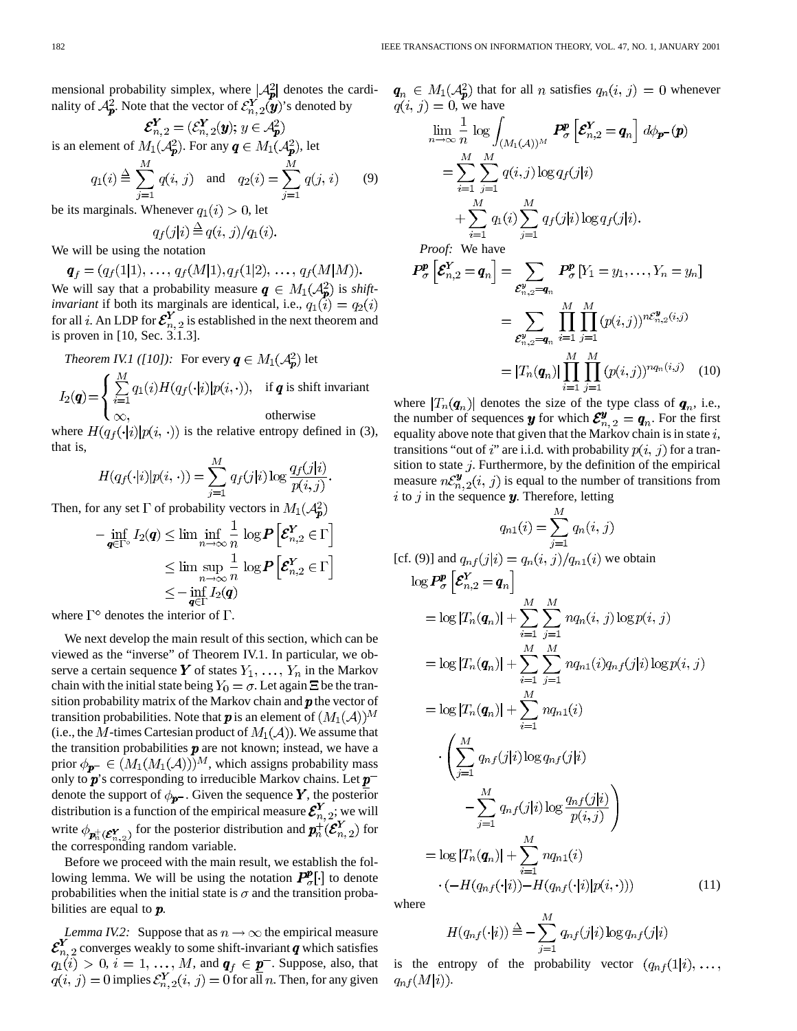mensional probability simplex, where $|\mathcal{A}_{\boldsymbol{p}}^2|$ denotes the cardinality of $\mathcal{A}_{\boldsymbol{p}}^2$. Note that the vector of $\mathcal{E}_{n,2}^{\boldsymbol{Y}}(\boldsymbol{y})$'s denoted by

$$\boldsymbol{\mathcal{E}}_{n,2}^{\boldsymbol{Y}} = (\mathcal{E}_{n,2}^{\boldsymbol{Y}}(\boldsymbol{y});\, y \in \mathcal{A}_{\boldsymbol{p}}^2)$$

is an element of $M_1(\mathcal{A}_{\boldsymbol{p}}^2)$. For any $\boldsymbol{q} \in M_1(\mathcal{A}_{\boldsymbol{p}}^2)$, let

$$q_1(i) \triangleq \sum_{j=1}^{M} q(i,j) \quad \text{and} \quad q_2(i) = \sum_{j=1}^{M} q(j,i) \tag{9}$$

be its marginals. Whenever $q_1(i) > 0$, let

$$q_f(j|i) \triangleq q(i,j)/q_1(i).$$

We will be using the notation

$$\boldsymbol{q}_f = (q_f(1|1), \ldots, q_f(M|1), q_f(1|2), \ldots, q_f(M|M)).$$

We will say that a probability measure $\boldsymbol{q} \in M_1(\mathcal{A}_{\boldsymbol{p}}^2)$ is *shift-invariant* if both its marginals are identical, i.e., $q_1(i) = q_2(i)$ for all $i$. An LDP for $\boldsymbol{\mathcal{E}}_{n,2}^{\boldsymbol{Y}}$ is established in the next theorem and is proven in [10, Sec. 3.1.3].

*Theorem IV.1 ([10]):* For every $\boldsymbol{q} \in M_1(\mathcal{A}_{\boldsymbol{p}}^2)$ let

$$I_2(\boldsymbol{q}) = \begin{cases} \sum_{i=1}^{M} q_1(i) H(q_f(\cdot|i)|p(i,\cdot)), & \text{if } \boldsymbol{q} \text{ is shift invariant} \\ \infty, & \text{otherwise} \end{cases}$$

where $H(q_f(\cdot|i)|p(i,\cdot))$ is the relative entropy defined in (3), that is,

$$H(q_f(\cdot|i)|p(i,\cdot)) = \sum_{j=1}^{M} q_f(j|i) \log \frac{q_f(j|i)}{p(i,j)}.$$

Then, for any set $\Gamma$ of probability vectors in $M_1(\mathcal{A}_{\boldsymbol{p}}^2)$

$$\begin{aligned} -\inf_{\boldsymbol{q} \in \Gamma^\circ} I_2(\boldsymbol{q}) &\le \liminf_{n\to\infty} \frac{1}{n} \log \boldsymbol{P}\left[\boldsymbol{\mathcal{E}}_{n,2}^{\boldsymbol{Y}} \in \Gamma\right] \\ &\le \limsup_{n\to\infty} \frac{1}{n} \log \boldsymbol{P}\left[\boldsymbol{\mathcal{E}}_{n,2}^{\boldsymbol{Y}} \in \Gamma\right] \\ &\le -\inf_{\boldsymbol{q}\in\Gamma} I_2(\boldsymbol{q}) \end{aligned}$$

where $\Gamma^\circ$ denotes the interior of $\Gamma$.

We next develop the main result of this section, which can be viewed as the "inverse" of Theorem IV.1. In particular, we observe a certain sequence $\boldsymbol{Y}$ of states $Y_1, \ldots, Y_n$ in the Markov chain with the initial state being $Y_0 = \sigma$. Let again $\boldsymbol{\Xi}$ be the transition probability matrix of the Markov chain and $\boldsymbol{p}$ the vector of transition probabilities. Note that $\boldsymbol{p}$ is an element of $(M_1(\mathcal{A}))^M$ (i.e., the $M$-times Cartesian product of $M_1(\mathcal{A})$). We assume that the transition probabilities $\boldsymbol{p}$ are not known; instead, we have a prior $\phi_{\boldsymbol{p}^-} \in (M_1(M_1(\mathcal{A})))^M$, which assigns probability mass only to $\boldsymbol{p}$'s corresponding to irreducible Markov chains. Let $\underline{\boldsymbol{p}}^-$ denote the support of $\phi_{\boldsymbol{p}^-}$. Given the sequence $\boldsymbol{Y}$, the posterior distribution is a function of the empirical measure $\boldsymbol{\mathcal{E}}_{n,2}^{\boldsymbol{Y}}$; we will write $\phi_{\boldsymbol{p}_n^+(\boldsymbol{\mathcal{E}}_{n,2}^{\boldsymbol{Y}})}$ for the posterior distribution and $\boldsymbol{p}_n^+(\boldsymbol{\mathcal{E}}_{n,2}^{\boldsymbol{Y}})$ for the corresponding random variable.

Before we proceed with the main result, we establish the following lemma. We will be using the notation $\boldsymbol{P}_\sigma^{\boldsymbol{p}}[\cdot]$ to denote probabilities when the initial state is $\sigma$ and the transition probabilities are equal to $\boldsymbol{p}$.

*Lemma IV.2:* Suppose that as $n \to \infty$ the empirical measure $\boldsymbol{\mathcal{E}}_{n,2}^{\boldsymbol{Y}}$ converges weakly to some shift-invariant $\boldsymbol{q}$ which satisfies $q_1(i) > 0$, $i = 1, \ldots, M$, and $\boldsymbol{q}_f \in \underline{\boldsymbol{p}}^-$. Suppose, also, that $q(i,j) = 0$ implies $\mathcal{E}_{n,2}^{\boldsymbol{Y}}(i,j) = 0$ for all $n$. Then, for any given $\boldsymbol{q}_n \in M_1(\mathcal{A}_{\boldsymbol{p}}^2)$ that for all $n$ satisfies $q_n(i,j) = 0$ whenever $q(i,j) = 0$, we have

$$\begin{aligned} \lim_{n\to\infty} \frac{1}{n} \log \int_{(M_1(\mathcal{A}))^M} &\boldsymbol{P}_\sigma^{\boldsymbol{p}}\left[\boldsymbol{\mathcal{E}}_{n,2}^{\boldsymbol{Y}} = \boldsymbol{q}_n\right] d\phi_{\boldsymbol{p}^-}(\boldsymbol{p}) \\ &= \sum_{i=1}^{M} \sum_{j=1}^{M} q(i,j) \log q_f(j|i) \\ &\quad + \sum_{i=1}^{M} q_1(i) \sum_{j=1}^{M} q_f(j|i) \log q_f(j|i). \end{aligned}$$

*Proof:* We have

$$\begin{aligned} \boldsymbol{P}_\sigma^{\boldsymbol{p}}\left[\boldsymbol{\mathcal{E}}_{n,2}^{\boldsymbol{Y}} = \boldsymbol{q}_n\right] &= \sum_{\boldsymbol{\mathcal{E}}_{n,2}^{\boldsymbol{y}} = \boldsymbol{q}_n} \boldsymbol{P}_\sigma^{\boldsymbol{p}}[Y_1 = y_1, \ldots, Y_n = y_n] \\ &= \sum_{\boldsymbol{\mathcal{E}}_{n,2}^{\boldsymbol{y}} = \boldsymbol{q}_n} \prod_{i=1}^{M} \prod_{j=1}^{M} (p(i,j))^{n\mathcal{E}_{n,2}^{\boldsymbol{y}}(i,j)} \\ &= |T_n(\boldsymbol{q}_n)| \prod_{i=1}^{M} \prod_{j=1}^{M} (p(i,j))^{nq_n(i,j)} \end{aligned} \tag{10}$$

where $|T_n(\boldsymbol{q}_n)|$ denotes the size of the type class of $\boldsymbol{q}_n$, i.e., the number of sequences $\boldsymbol{y}$ for which $\boldsymbol{\mathcal{E}}_{n,2}^{\boldsymbol{y}} = \boldsymbol{q}_n$. For the first equality above note that given that the Markov chain is in state $i$, transitions "out of $i$" are i.i.d. with probability $p(i,j)$ for a transition to state $j$. Furthermore, by the definition of the empirical measure $n\mathcal{E}_{n,2}^{\boldsymbol{y}}(i,j)$ is equal to the number of transitions from $i$ to $j$ in the sequence $\boldsymbol{y}$. Therefore, letting

$$q_{n1}(i) = \sum_{j=1}^{M} q_n(i,j)$$

[cf. (9)] and $q_{nf}(j|i) = q_n(i,j)/q_{n1}(i)$ we obtain

$$\begin{aligned} \log \boldsymbol{P}_\sigma^{\boldsymbol{p}}&\left[\boldsymbol{\mathcal{E}}_{n,2}^{\boldsymbol{Y}} = \boldsymbol{q}_n\right] \\ &= \log|T_n(\boldsymbol{q}_n)| + \sum_{i=1}^{M} \sum_{j=1}^{M} nq_n(i,j) \log p(i,j) \\ &= \log|T_n(\boldsymbol{q}_n)| + \sum_{i=1}^{M} \sum_{j=1}^{M} nq_{n1}(i) q_{nf}(j|i) \log p(i,j) \\ &= \log|T_n(\boldsymbol{q}_n)| + \sum_{i=1}^{M} nq_{n1}(i) \\ &\quad \cdot \left( \sum_{j=1}^{M} q_{nf}(j|i) \log q_{nf}(j|i) \right. \\ &\quad \left. - \sum_{j=1}^{M} q_{nf}(j|i) \log \frac{q_{nf}(j|i)}{p(i,j)} \right) \\ &= \log|T_n(\boldsymbol{q}_n)| + \sum_{i=1}^{M} nq_{n1}(i) \\ &\quad \cdot (-H(q_{nf}(\cdot|i)) - H(q_{nf}(\cdot|i)|p(i,\cdot))) \end{aligned} \tag{11}$$

where

$$H(q_{nf}(\cdot|i)) \triangleq -\sum_{j=1}^{M} q_{nf}(j|i) \log q_{nf}(j|i)$$

is the entropy of the probability vector $(q_{nf}(1|i), \ldots, q_{nf}(M|i))$.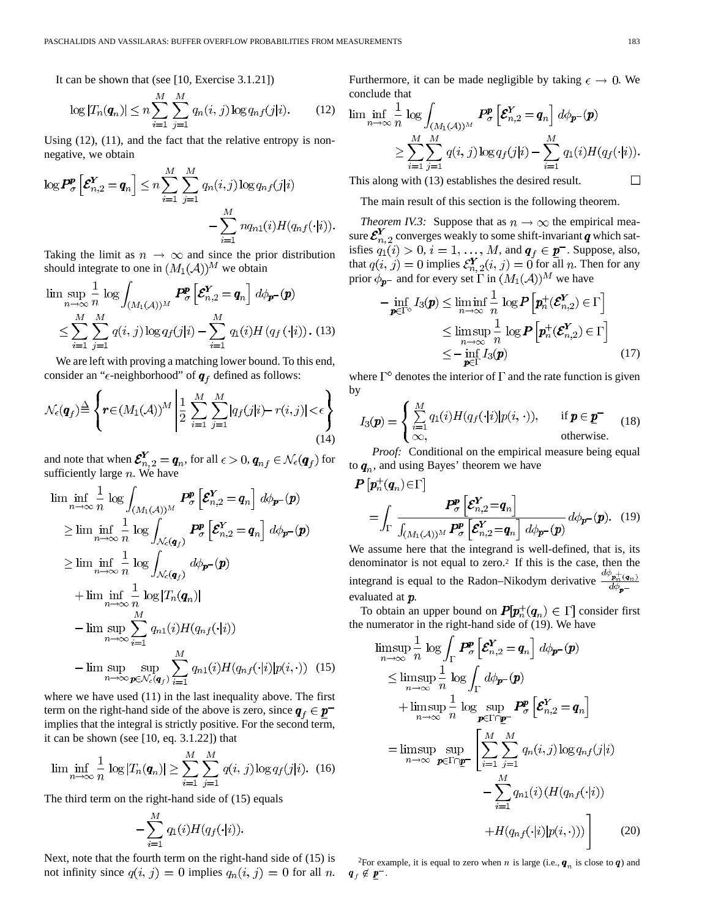It can be shown that (see [10, Exercise 3.1.21])

$$\log |T_n(\boldsymbol{q}_n)| \leq n \sum_{i=1}^{M} \sum_{j=1}^{M} q_n(i, j) \log q_{nf}(j|i). \tag{12}$$

Using (12), (11), and the fact that the relative entropy is nonnegative, we obtain

$$\log \boldsymbol{P}_\sigma^{\boldsymbol{p}} \left[ \boldsymbol{\mathcal{E}}_{n,2}^{\boldsymbol{Y}} = \boldsymbol{q}_n \right] \leq n \sum_{i=1}^{M} \sum_{j=1}^{M} q_n(i,j) \log q_{nf}(j|i) - \sum_{i=1}^{M} n q_{n1}(i) H(q_{nf}(\cdot|i)).$$

Taking the limit as $n \to \infty$ and since the prior distribution should integrate to one in $(M_1(\mathcal{A}))^M$ we obtain

$$\limsup_{n\to\infty} \frac{1}{n} \log \int_{(M_1(\mathcal{A}))^M} \boldsymbol{P}_\sigma^{\boldsymbol{p}} \left[ \boldsymbol{\mathcal{E}}_{n,2}^{\boldsymbol{Y}} = \boldsymbol{q}_n \right] d\phi_{\boldsymbol{p}^-}(\boldsymbol{p}) \leq \sum_{i=1}^{M} \sum_{j=1}^{M} q(i,j) \log q_f(j|i) - \sum_{i=1}^{M} q_1(i) H\left(q_f(\cdot|i)\right). \tag{13}$$

We are left with proving a matching lower bound. To this end, consider an "$\epsilon$-neighborhood" of $\boldsymbol{q}_f$ defined as follows:

$$\mathcal{N}_\epsilon(\boldsymbol{q}_f) \triangleq \left\{ \boldsymbol{r} \in (M_1(\mathcal{A}))^M \,\middle|\, \frac{1}{2} \sum_{i=1}^{M} \sum_{j=1}^{M} |q_f(j|i) - r(i,j)| < \epsilon \right\} \tag{14}$$

and note that when $\boldsymbol{\mathcal{E}}_{n,2}^{\boldsymbol{Y}} = \boldsymbol{q}_n$, for all $\epsilon > 0$, $\boldsymbol{q}_{nf} \in \mathcal{N}_\epsilon(\boldsymbol{q}_f)$ for sufficiently large $n$. We have

$$\begin{aligned}
\liminf_{n\to\infty} & \frac{1}{n} \log \int_{(M_1(\mathcal{A}))^M} \boldsymbol{P}_\sigma^{\boldsymbol{p}} \left[ \boldsymbol{\mathcal{E}}_{n,2}^{\boldsymbol{Y}} = \boldsymbol{q}_n \right] d\phi_{\boldsymbol{p}^-}(\boldsymbol{p}) \\
&\geq \liminf_{n\to\infty} \frac{1}{n} \log \int_{\mathcal{N}_\epsilon(\boldsymbol{q}_f)} \boldsymbol{P}_\sigma^{\boldsymbol{p}} \left[ \boldsymbol{\mathcal{E}}_{n,2}^{\boldsymbol{Y}} = \boldsymbol{q}_n \right] d\phi_{\boldsymbol{p}^-}(\boldsymbol{p}) \\
&\geq \liminf_{n\to\infty} \frac{1}{n} \log \int_{\mathcal{N}_\epsilon(\boldsymbol{q}_f)} d\phi_{\boldsymbol{p}^-}(\boldsymbol{p}) \\
&\quad + \liminf_{n\to\infty} \frac{1}{n} \log |T_n(\boldsymbol{q}_n)| \\
&\quad - \limsup_{n\to\infty} \sum_{i=1}^{M} q_{n1}(i) H(q_{nf}(\cdot|i)) \\
&\quad - \limsup_{n\to\infty} \sup_{\boldsymbol{p}\in\mathcal{N}_\epsilon(\boldsymbol{q}_f)} \sum_{i=1}^{M} q_{n1}(i) H(q_{nf}(\cdot|i)|p(i,\cdot))
\end{aligned} \tag{15}$$

where we have used (11) in the last inequality above. The first term on the right-hand side of the above is zero, since $\boldsymbol{q}_f \in \underline{\boldsymbol{p}}^-$ implies that the integral is strictly positive. For the second term, it can be shown (see [10, eq. 3.1.22]) that

$$\liminf_{n\to\infty} \frac{1}{n} \log |T_n(\boldsymbol{q}_n)| \geq \sum_{i=1}^{M} \sum_{j=1}^{M} q(i,j) \log q_f(j|i). \tag{16}$$

The third term on the right-hand side of (15) equals

$$-\sum_{i=1}^{M} q_1(i) H(q_f(\cdot|i)).$$

Next, note that the fourth term on the right-hand side of (15) is not infinity since $q(i,j) = 0$ implies $q_n(i,j) = 0$ for all $n$. Furthermore, it can be made negligible by taking $\epsilon \to 0$. We conclude that

$$\liminf_{n\to\infty} \frac{1}{n} \log \int_{(M_1(\mathcal{A}))^M} \boldsymbol{P}_\sigma^{\boldsymbol{p}} \left[ \boldsymbol{\mathcal{E}}_{n,2}^{\boldsymbol{Y}} = \boldsymbol{q}_n \right] d\phi_{\boldsymbol{p}^-}(\boldsymbol{p}) \geq \sum_{i=1}^{M} \sum_{j=1}^{M} q(i,j) \log q_f(j|i) - \sum_{i=1}^{M} q_1(i) H(q_f(\cdot|i)).$$

This along with (13) establishes the desired result. □

The main result of this section is the following theorem.

*Theorem IV.3:* Suppose that as $n \to \infty$ the empirical measure $\boldsymbol{\mathcal{E}}_{n,2}^{\boldsymbol{Y}}$ converges weakly to some shift-invariant $\boldsymbol{q}$ which satisfies $q_1(i) > 0$, $i = 1, \ldots, M$, and $\boldsymbol{q}_f \in \underline{\boldsymbol{p}}^-$. Suppose, also, that $q(i,j) = 0$ implies $\boldsymbol{\mathcal{E}}_{n,2}^{\boldsymbol{Y}}(i,j) = 0$ for all $n$. Then for any prior $\phi_{\boldsymbol{p}^-}$ and for every set $\Gamma$ in $(M_1(\mathcal{A}))^M$ we have

$$\begin{aligned}
-\inf_{\boldsymbol{p}\in\Gamma^\circ} I_3(\boldsymbol{p}) &\leq \liminf_{n\to\infty} \frac{1}{n} \log \boldsymbol{P}\left[ \boldsymbol{p}_n^+(\boldsymbol{\mathcal{E}}_{n,2}^{\boldsymbol{Y}}) \in \Gamma \right] \\
&\leq \limsup_{n\to\infty} \frac{1}{n} \log \boldsymbol{P}\left[ \boldsymbol{p}_n^+(\boldsymbol{\mathcal{E}}_{n,2}^{\boldsymbol{Y}}) \in \Gamma \right] \\
&\leq -\inf_{\boldsymbol{p}\in\Gamma} I_3(\boldsymbol{p})
\end{aligned} \tag{17}$$

where $\Gamma^\circ$ denotes the interior of $\Gamma$ and the rate function is given by

$$I_3(\boldsymbol{p}) = \begin{cases} \sum_{i=1}^{M} q_1(i) H(q_f(\cdot|i)|p(i,\cdot)), & \text{if } \boldsymbol{p} \in \underline{\boldsymbol{p}}^- \\ \infty, & \text{otherwise.} \end{cases} \tag{18}$$

*Proof:* Conditional on the empirical measure being equal to $\boldsymbol{q}_n$, and using Bayes' theorem we have

$$\boldsymbol{P}\left[\boldsymbol{p}_n^+(\boldsymbol{q}_n) \in \Gamma\right] = \int_\Gamma \frac{\boldsymbol{P}_\sigma^{\boldsymbol{p}} \left[ \boldsymbol{\mathcal{E}}_{n,2}^{\boldsymbol{Y}} = \boldsymbol{q}_n \right]}{\int_{(M_1(\mathcal{A}))^M} \boldsymbol{P}_\sigma^{\boldsymbol{p}} \left[ \boldsymbol{\mathcal{E}}_{n,2}^{\boldsymbol{Y}} = \boldsymbol{q}_n \right] d\phi_{\boldsymbol{p}^-}(\boldsymbol{p})} d\phi_{\boldsymbol{p}^-}(\boldsymbol{p}). \tag{19}$$

We assume here that the integrand is well-defined, that is, its denominator is not equal to zero.[2] If this is the case, then the integrand is equal to the Radon–Nikodym derivative $\frac{d\phi_{\boldsymbol{p}_n^+(\boldsymbol{q}_n)}}{d\phi_{\boldsymbol{p}^-}}$ evaluated at $\boldsymbol{p}$.

To obtain an upper bound on $\boldsymbol{P}[\boldsymbol{p}_n^+(\boldsymbol{q}_n) \in \Gamma]$ consider first the numerator in the right-hand side of (19). We have

$$\begin{aligned}
\limsup_{n\to\infty} & \frac{1}{n} \log \int_\Gamma \boldsymbol{P}_\sigma^{\boldsymbol{p}} \left[ \boldsymbol{\mathcal{E}}_{n,2}^{\boldsymbol{Y}} = \boldsymbol{q}_n \right] d\phi_{\boldsymbol{p}^-}(\boldsymbol{p}) \\
&\leq \limsup_{n\to\infty} \frac{1}{n} \log \int_\Gamma d\phi_{\boldsymbol{p}^-}(\boldsymbol{p}) \\
&\quad + \limsup_{n\to\infty} \frac{1}{n} \log \sup_{\boldsymbol{p}\in\Gamma\cap\underline{\boldsymbol{p}}^-} \boldsymbol{P}_\sigma^{\boldsymbol{p}} \left[ \boldsymbol{\mathcal{E}}_{n,2}^{\boldsymbol{Y}} = \boldsymbol{q}_n \right] \\
&= \limsup_{n\to\infty} \sup_{\boldsymbol{p}\in\Gamma\cap\underline{\boldsymbol{p}}^-} \Bigg[ \sum_{i=1}^{M} \sum_{j=1}^{M} q_n(i,j) \log q_{nf}(j|i) \\
&\quad - \sum_{i=1}^{M} q_{n1}(i) \big(H(q_{nf}(\cdot|i)) + H(q_{nf}(\cdot|i)|p(i,\cdot))\big) \Bigg]
\end{aligned} \tag{20}$$

[2] For example, it is equal to zero when $n$ is large (i.e., $\boldsymbol{q}_n$ is close to $\boldsymbol{q}$) and $\boldsymbol{q}_f \notin \underline{\boldsymbol{p}}^-$.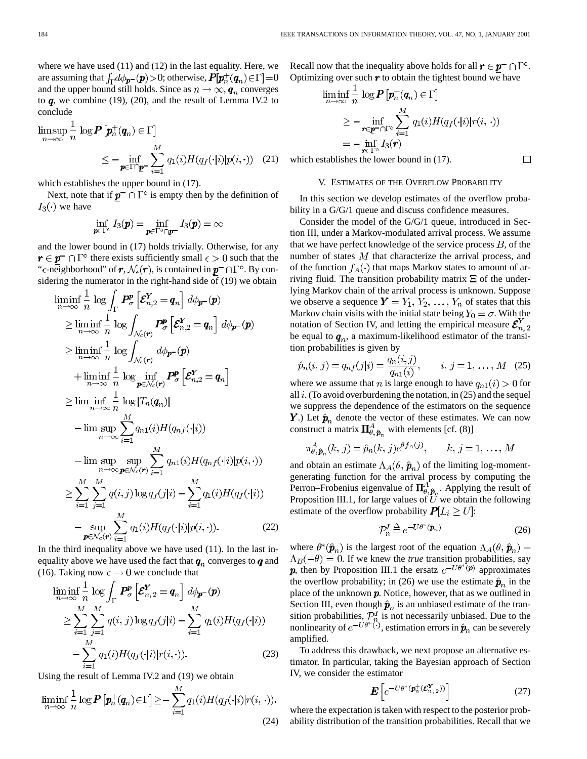where we have used (11) and (12) in the last equality. Here, we are assuming that $\int_\Gamma d\phi_{\underline{\boldsymbol{p}}^-}(\boldsymbol{p})>0$; otherwise, $\boldsymbol{P}[\boldsymbol{p}_n^+(\boldsymbol{q}_n)\in\Gamma]=0$ and the upper bound still holds. Since as $n\to\infty$, $\boldsymbol{q}_n$ converges to $\boldsymbol{q}$, we combine (19), (20), and the result of Lemma IV.2 to conclude

$$\limsup_{n\to\infty}\frac{1}{n}\log \boldsymbol{P}\left[\boldsymbol{p}_n^+(\boldsymbol{q}_n)\in\Gamma\right] \leq -\inf_{\boldsymbol{p}\in\bar{\Gamma}\cap\underline{\boldsymbol{p}}^-}\sum_{i=1}^M q_1(i)H(q_f(\cdot|i)|p(i,\cdot)) \quad (21)$$

which establishes the upper bound in (17).

Next, note that if $\underline{\boldsymbol{p}}^-\cap\Gamma^\circ$ is empty then by the definition of $I_3(\cdot)$ we have

$$\inf_{\boldsymbol{p}\in\Gamma^\circ} I_3(\boldsymbol{p}) = \inf_{\boldsymbol{p}\in\Gamma^\circ\cap\underline{\boldsymbol{p}}^-} I_3(\boldsymbol{p}) = \infty$$

and the lower bound in (17) holds trivially. Otherwise, for any $\boldsymbol{r}\in\underline{\boldsymbol{p}}^-\cap\Gamma^\circ$ there exists sufficiently small $\epsilon>0$ such that the "$\epsilon$-neighborhood" of $\boldsymbol{r}$, $\mathcal{N}_\epsilon(\boldsymbol{r})$, is contained in $\underline{\boldsymbol{p}}^-\cap\Gamma^\circ$. By considering the numerator in the right-hand side of (19) we obtain

$$\begin{aligned}
&\liminf_{n\to\infty}\frac{1}{n}\log\int_\Gamma \boldsymbol{P}_\sigma^{\boldsymbol{p}}\left[\mathcal{E}_{n,2}^{\boldsymbol{Y}}=\boldsymbol{q}_n\right]d\phi_{\underline{\boldsymbol{p}}^-}(\boldsymbol{p})\\
&\geq \liminf_{n\to\infty}\frac{1}{n}\log\int_{\mathcal{N}_\epsilon(\boldsymbol{r})} \boldsymbol{P}_\sigma^{\boldsymbol{p}}\left[\mathcal{E}_{n,2}^{\boldsymbol{Y}}=\boldsymbol{q}_n\right]d\phi_{\underline{\boldsymbol{p}}^-}(\boldsymbol{p})\\
&\geq \liminf_{n\to\infty}\frac{1}{n}\log\int_{\mathcal{N}_\epsilon(\boldsymbol{r})} d\phi_{\underline{\boldsymbol{p}}^-}(\boldsymbol{p})\\
&\quad+\liminf_{n\to\infty}\frac{1}{n}\log\inf_{\boldsymbol{p}\in\mathcal{N}_\epsilon(\boldsymbol{r})}\boldsymbol{P}_\sigma^{\boldsymbol{p}}\left[\mathcal{E}_{n,2}^{\boldsymbol{Y}}=\boldsymbol{q}_n\right]\\
&\geq \lim\inf_{n\to\infty}\frac{1}{n}\log|T_n(\boldsymbol{q}_n)|\\
&\quad-\limsup_{n\to\infty}\sum_{i=1}^M q_{n1}(i)H(q_{nf}(\cdot|i))\\
&\quad-\limsup_{n\to\infty}\sup_{\boldsymbol{p}\in\mathcal{N}_\epsilon(\boldsymbol{r})}\sum_{i=1}^M q_{n1}(i)H(q_{nf}(\cdot|i)|p(i,\cdot))\\
&\geq \sum_{i=1}^M\sum_{j=1}^M q(i,j)\log q_f(j|i)-\sum_{i=1}^M q_1(i)H(q_f(\cdot|i))\\
&\quad-\sup_{\boldsymbol{p}\in\mathcal{N}_\epsilon(\boldsymbol{r})}\sum_{i=1}^M q_1(i)H(q_f(\cdot|i)|p(i,\cdot)).
\end{aligned}\quad (22)$$

In the third inequality above we have used (11). In the last inequality above we have used the fact that $\boldsymbol{q}_n$ converges to $\boldsymbol{q}$ and (16). Taking now $\epsilon\to 0$ we conclude that

$$\begin{aligned}
&\liminf_{n\to\infty}\frac{1}{n}\log\int_\Gamma \boldsymbol{P}_\sigma^{\boldsymbol{p}}\left[\mathcal{E}_{n,2}^{\boldsymbol{Y}}=\boldsymbol{q}_n\right]d\phi_{\underline{\boldsymbol{p}}^-}(\boldsymbol{p})\\
&\geq \sum_{i=1}^M\sum_{j=1}^M q(i,j)\log q_f(j|i)-\sum_{i=1}^M q_1(i)H(q_f(\cdot|i))\\
&\quad-\sum_{i=1}^M q_1(i)H(q_f(\cdot|i)|r(i,\cdot)).
\end{aligned}\quad (23)$$

Using the result of Lemma IV.2 and (19) we obtain

$$\liminf_{n\to\infty}\frac{1}{n}\log\boldsymbol{P}\left[\boldsymbol{p}_n^+(\boldsymbol{q}_n)\in\Gamma\right]\geq-\sum_{i=1}^M q_1(i)H(q_f(\cdot|i)|r(i,\cdot)). \quad (24)$$

Recall now that the inequality above holds for all $\boldsymbol{r}\in\underline{\boldsymbol{p}}^-\cap\Gamma^\circ$. Optimizing over such $\boldsymbol{r}$ to obtain the tightest bound we have

$$\begin{aligned}
&\liminf_{n\to\infty}\frac{1}{n}\log\boldsymbol{P}\left[\boldsymbol{p}_n^+(\boldsymbol{q}_n)\in\Gamma\right]\\
&\geq-\inf_{\boldsymbol{r}\in\underline{\boldsymbol{p}}^-\cap\Gamma^\circ}\sum_{i=1}^M q_1(i)H(q_f(\cdot|i)|r(i,\cdot))\\
&=-\inf_{\boldsymbol{r}\in\Gamma^\circ} I_3(\boldsymbol{r})
\end{aligned}$$

which establishes the lower bound in (17). □

## V. Estimates of the Overflow Probability

In this section we develop estimates of the overflow probability in a G/G/1 queue and discuss confidence measures.

Consider the model of the G/G/1 queue, introduced in Section III, under a Markov-modulated arrival process. We assume that we have perfect knowledge of the service process $B$, of the number of states $M$ that characterize the arrival process, and of the function $f_A(\cdot)$ that maps Markov states to amount of arriving fluid. The transition probability matrix $\boldsymbol{\Xi}$ of the underlying Markov chain of the arrival process is unknown. Suppose we observe a sequence $\boldsymbol{Y}=Y_1,Y_2,\ldots,Y_n$ of states that this Markov chain visits with the initial state being $Y_0=\sigma$. With the notation of Section IV, and letting the empirical measure $\mathcal{E}_{n,2}^{\boldsymbol{Y}}$ be equal to $\boldsymbol{q}_n$, a maximum-likelihood estimator of the transition probabilities is given by

$$\hat{p}_n(i,j)=q_{nf}(j|i)=\frac{q_n(i,j)}{q_{n1}(i)},\qquad i,j=1,\ldots,M \quad (25)$$

where we assume that $n$ is large enough to have $q_{n1}(i)>0$ for all $i$. (To avoid overburdening the notation, in (25) and the sequel we suppress the dependence of the estimators on the sequence $\boldsymbol{Y}$.) Let $\hat{\boldsymbol{p}}_n$ denote the vector of these estimates. We can now construct a matrix $\boldsymbol{\Pi}_{\theta,\hat{\boldsymbol{p}}_n}^A$ with elements [cf. (8)]

$$\pi_{\theta,\hat{\boldsymbol{p}}_n}^A(k,j)=\hat{p}_n(k,j)e^{\theta f_A(j)},\qquad k,j=1,\ldots,M$$

and obtain an estimate $\Lambda_A(\theta,\hat{\boldsymbol{p}}_n)$ of the limiting log-moment-generating function for the arrival process by computing the Perron–Frobenius eigenvalue of $\boldsymbol{\Pi}_{\theta,\hat{\boldsymbol{p}}_n}^A$. Applying the result of Proposition III.1, for large values of $U$ we obtain the following estimate of the overflow probability $\boldsymbol{P}[L_i\geq U]$:

$$\mathcal{P}_n^I\triangleq e^{-U\theta^*(\hat{\boldsymbol{p}}_n)} \quad (26)$$

where $\theta^*(\hat{\boldsymbol{p}}_n)$ is the largest root of the equation $\Lambda_A(\theta,\hat{\boldsymbol{p}}_n)+\Lambda_B(-\theta)=0$. If we knew the *true* transition probabilities, say $\boldsymbol{p}$, then by Proposition III.1 the ersatz $e^{-U\theta^*(\boldsymbol{p})}$ approximates the overflow probability; in (26) we use the estimate $\hat{\boldsymbol{p}}_n$ in the place of the unknown $\boldsymbol{p}$. Notice, however, that as we outlined in Section III, even though $\hat{\boldsymbol{p}}_n$ is an unbiased estimate of the transition probabilities, $\mathcal{P}_n^I$ is not necessarily unbiased. Due to the nonlinearity of $e^{-U\theta^*(\cdot)}$, estimation errors in $\hat{\boldsymbol{p}}_n$ can be severely amplified.

To address this drawback, we next propose an alternative estimator. In particular, taking the Bayesian approach of Section IV, we consider the estimator

$$\boldsymbol{E}\left[e^{-U\theta^*(\boldsymbol{p}_n^+(\mathcal{E}_{n,2}^{\boldsymbol{Y}}))}\right] \quad (27)$$

where the expectation is taken with respect to the posterior probability distribution of the transition probabilities. Recall that we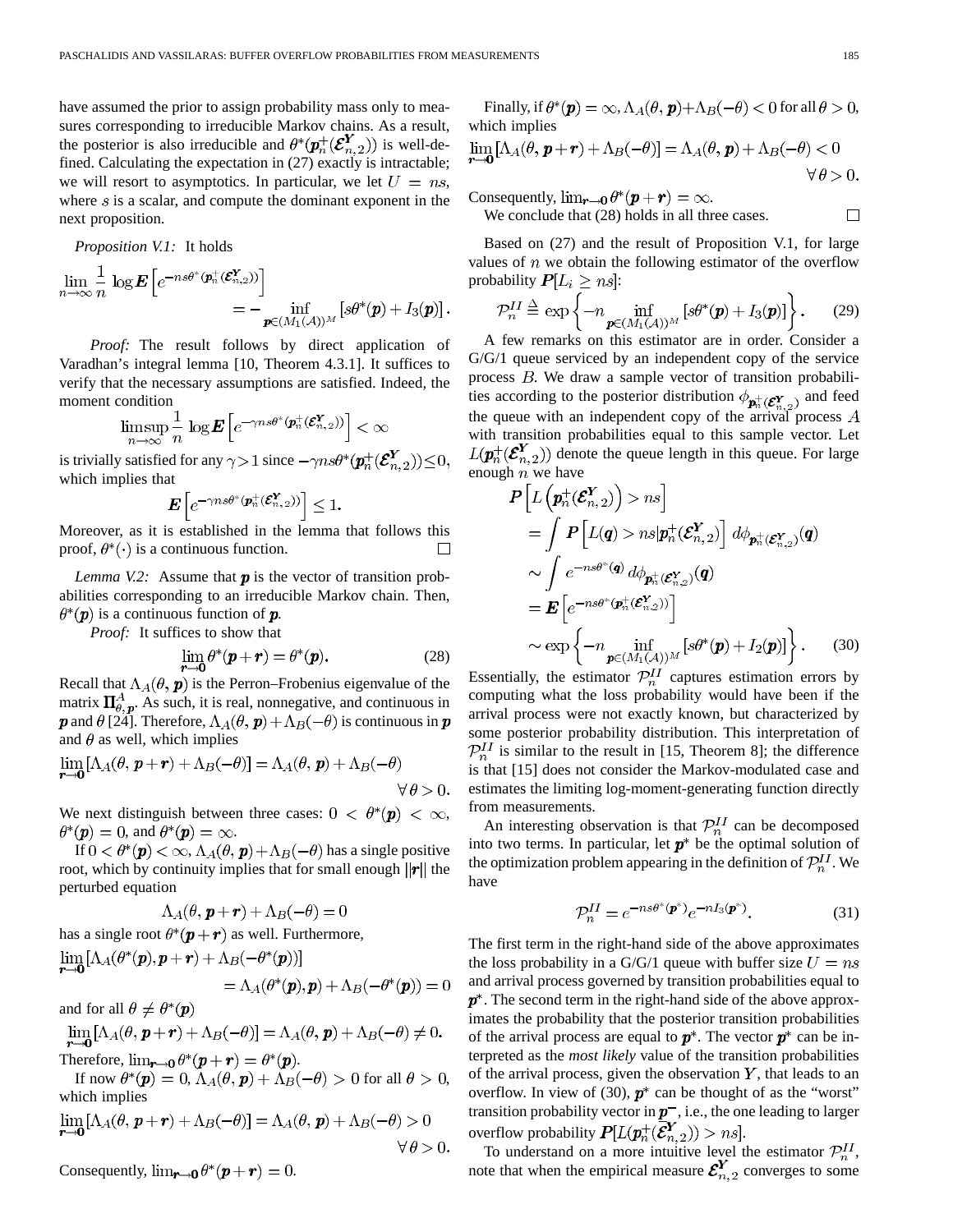have assumed the prior to assign probability mass only to measures corresponding to irreducible Markov chains. As a result, the posterior is also irreducible and $\theta^*(\boldsymbol{p}_n^+(\boldsymbol{\mathcal{E}}_{n,2}^{\boldsymbol{Y}}))$ is well-defined. Calculating the expectation in (27) exactly is intractable; we will resort to asymptotics. In particular, we let $U = ns$, where $s$ is a scalar, and compute the dominant exponent in the next proposition.

*Proposition V.1:* It holds

$$\lim_{n\to\infty} \frac{1}{n} \log \boldsymbol{E}\left[e^{-ns\theta^*(\boldsymbol{p}_n^+(\boldsymbol{\mathcal{E}}_{n,2}^{\boldsymbol{Y}}))}\right] = -\inf_{\boldsymbol{p}\in(M_1(\mathcal{A}))^M} [s\theta^*(\boldsymbol{p}) + I_3(\boldsymbol{p})].$$

*Proof:* The result follows by direct application of Varadhan's integral lemma [10, Theorem 4.3.1]. It suffices to verify that the necessary assumptions are satisfied. Indeed, the moment condition

$$\limsup_{n\to\infty} \frac{1}{n} \log \boldsymbol{E}\left[e^{-\gamma ns\theta^*(\boldsymbol{p}_n^+(\boldsymbol{\mathcal{E}}_{n,2}^{\boldsymbol{Y}}))}\right] < \infty$$

is trivially satisfied for any $\gamma > 1$ since $-\gamma ns\theta^*(\boldsymbol{p}_n^+(\boldsymbol{\mathcal{E}}_{n,2}^{\boldsymbol{Y}})) \le 0$, which implies that

$$\boldsymbol{E}\left[e^{-\gamma ns\theta^*(\boldsymbol{p}_n^+(\boldsymbol{\mathcal{E}}_{n,2}^{\boldsymbol{Y}}))}\right] \le 1.$$

Moreover, as it is established in the lemma that follows this proof, $\theta^*(\cdot)$ is a continuous function. □

*Lemma V.2:* Assume that $\boldsymbol{p}$ is the vector of transition probabilities corresponding to an irreducible Markov chain. Then, $\theta^*(\boldsymbol{p})$ is a continuous function of $\boldsymbol{p}$.

*Proof:* It suffices to show that

$$\lim_{\boldsymbol{r}\to\boldsymbol{0}} \theta^*(\boldsymbol{p}+\boldsymbol{r}) = \theta^*(\boldsymbol{p}). \tag{28}$$

Recall that $\Lambda_A(\theta, \boldsymbol{p})$ is the Perron–Frobenius eigenvalue of the matrix $\boldsymbol{\Pi}_{\theta,\boldsymbol{p}}^A$. As such, it is real, nonnegative, and continuous in $\boldsymbol{p}$ and $\theta$ [24]. Therefore, $\Lambda_A(\theta, \boldsymbol{p}) + \Lambda_B(-\theta)$ is continuous in $\boldsymbol{p}$ and $\theta$ as well, which implies

$$\lim_{\boldsymbol{r}\to\boldsymbol{0}} [\Lambda_A(\theta, \boldsymbol{p}+\boldsymbol{r}) + \Lambda_B(-\theta)] = \Lambda_A(\theta, \boldsymbol{p}) + \Lambda_B(-\theta) \quad \forall \theta > 0.$$

We next distinguish between three cases: $0 < \theta^*(\boldsymbol{p}) < \infty$, $\theta^*(\boldsymbol{p}) = 0$, and $\theta^*(\boldsymbol{p}) = \infty$.

If $0 < \theta^*(\boldsymbol{p}) < \infty$, $\Lambda_A(\theta, \boldsymbol{p}) + \Lambda_B(-\theta)$ has a single positive root, which by continuity implies that for small enough $\|\boldsymbol{r}\|$ the perturbed equation

$$\Lambda_A(\theta, \boldsymbol{p}+\boldsymbol{r}) + \Lambda_B(-\theta) = 0$$

has a single root $\theta^*(\boldsymbol{p}+\boldsymbol{r})$ as well. Furthermore,

$$\lim_{\boldsymbol{r}\to\boldsymbol{0}} [\Lambda_A(\theta^*(\boldsymbol{p}), \boldsymbol{p}+\boldsymbol{r}) + \Lambda_B(-\theta^*(\boldsymbol{p}))] = \Lambda_A(\theta^*(\boldsymbol{p}), \boldsymbol{p}) + \Lambda_B(-\theta^*(\boldsymbol{p})) = 0$$

and for all $\theta \ne \theta^*(\boldsymbol{p})$

$$\lim_{\boldsymbol{r}\to\boldsymbol{0}} [\Lambda_A(\theta, \boldsymbol{p}+\boldsymbol{r}) + \Lambda_B(-\theta)] = \Lambda_A(\theta, \boldsymbol{p}) + \Lambda_B(-\theta) \ne 0.$$

Therefore, $\lim_{\boldsymbol{r}\to\boldsymbol{0}} \theta^*(\boldsymbol{p}+\boldsymbol{r}) = \theta^*(\boldsymbol{p})$.

If now $\theta^*(\boldsymbol{p}) = 0$, $\Lambda_A(\theta, \boldsymbol{p}) + \Lambda_B(-\theta) > 0$ for all $\theta > 0$, which implies

$$\lim_{\boldsymbol{r}\to\boldsymbol{0}} [\Lambda_A(\theta, \boldsymbol{p}+\boldsymbol{r}) + \Lambda_B(-\theta)] = \Lambda_A(\theta, \boldsymbol{p}) + \Lambda_B(-\theta) > 0 \quad \forall \theta > 0.$$

Consequently, $\lim_{\boldsymbol{r}\to\boldsymbol{0}} \theta^*(\boldsymbol{p}+\boldsymbol{r}) = 0$.

Finally, if $\theta^*(\boldsymbol{p}) = \infty$, $\Lambda_A(\theta, \boldsymbol{p}) + \Lambda_B(-\theta) < 0$ for all $\theta > 0$, which implies

$$\lim_{\boldsymbol{r}\to\boldsymbol{0}} [\Lambda_A(\theta, \boldsymbol{p}+\boldsymbol{r}) + \Lambda_B(-\theta)] = \Lambda_A(\theta, \boldsymbol{p}) + \Lambda_B(-\theta) < 0 \quad \forall \theta > 0.$$

Consequently, $\lim_{\boldsymbol{r}\to\boldsymbol{0}} \theta^*(\boldsymbol{p}+\boldsymbol{r}) = \infty$.

We conclude that (28) holds in all three cases. □

Based on (27) and the result of Proposition V.1, for large values of $n$ we obtain the following estimator of the overflow probability $\boldsymbol{P}[L_i \ge ns]$:

$$\mathcal{P}_n^{II} \triangleq \exp\left\{-n \inf_{\boldsymbol{p}\in(M_1(\mathcal{A}))^M} [s\theta^*(\boldsymbol{p}) + I_3(\boldsymbol{p})]\right\}. \tag{29}$$

A few remarks on this estimator are in order. Consider a G/G/1 queue serviced by an independent copy of the service process $B$. We draw a sample vector of transition probabilities according to the posterior distribution $\phi_{\boldsymbol{p}_n^+(\boldsymbol{\mathcal{E}}_{n,2}^{\boldsymbol{Y}})}$ and feed the queue with an independent copy of the arrival process $A$ with transition probabilities equal to this sample vector. Let $L(\boldsymbol{p}_n^+(\boldsymbol{\mathcal{E}}_{n,2}^{\boldsymbol{Y}}))$ denote the queue length in this queue. For large enough $n$ we have

$$\begin{aligned}
\boldsymbol{P}\left[L\left(\boldsymbol{p}_n^+(\boldsymbol{\mathcal{E}}_{n,2}^{\boldsymbol{Y}})\right) > ns\right]
&= \int \boldsymbol{P}\left[L(\boldsymbol{q}) > ns | \boldsymbol{p}_n^+(\boldsymbol{\mathcal{E}}_{n,2}^{\boldsymbol{Y}})\right] d\phi_{\boldsymbol{p}_n^+(\boldsymbol{\mathcal{E}}_{n,2}^{\boldsymbol{Y}})}(\boldsymbol{q}) \\
&\sim \int e^{-ns\theta^*(\boldsymbol{q})} d\phi_{\boldsymbol{p}_n^+(\boldsymbol{\mathcal{E}}_{n,2}^{\boldsymbol{Y}})}(\boldsymbol{q}) \\
&= \boldsymbol{E}\left[e^{-ns\theta^*(\boldsymbol{p}_n^+(\boldsymbol{\mathcal{E}}_{n,2}^{\boldsymbol{Y}}))}\right] \\
&\sim \exp\left\{-n \inf_{\boldsymbol{p}\in(M_1(\mathcal{A}))^M} [s\theta^*(\boldsymbol{p}) + I_2(\boldsymbol{p})]\right\}.
\end{aligned} \tag{30}$$

Essentially, the estimator $\mathcal{P}_n^{II}$ captures estimation errors by computing what the loss probability would have been if the arrival process were not exactly known, but characterized by some posterior probability distribution. This interpretation of $\mathcal{P}_n^{II}$ is similar to the result in [15, Theorem 8]; the difference is that [15] does not consider the Markov-modulated case and estimates the limiting log-moment-generating function directly from measurements.

An interesting observation is that $\mathcal{P}_n^{II}$ can be decomposed into two terms. In particular, let $\boldsymbol{p}^*$ be the optimal solution of the optimization problem appearing in the definition of $\mathcal{P}_n^{II}$. We have

$$\mathcal{P}_n^{II} = e^{-ns\theta^*(\boldsymbol{p}^*)} e^{-nI_3(\boldsymbol{p}^*)}. \tag{31}$$

The first term in the right-hand side of the above approximates the loss probability in a G/G/1 queue with buffer size $U = ns$ and arrival process governed by transition probabilities equal to $\boldsymbol{p}^*$. The second term in the right-hand side of the above approximates the probability that the posterior transition probabilities of the arrival process are equal to $\boldsymbol{p}^*$. The vector $\boldsymbol{p}^*$ can be interpreted as the *most likely* value of the transition probabilities of the arrival process, given the observation $\boldsymbol{Y}$, that leads to an overflow. In view of (30), $\boldsymbol{p}^*$ can be thought of as the "worst" transition probability vector in $\boldsymbol{p}^-$, i.e., the one leading to larger overflow probability $\boldsymbol{P}[L(\boldsymbol{p}_n^+(\boldsymbol{\mathcal{E}}_{n,2}^{\boldsymbol{Y}})) > ns]$.

To understand on a more intuitive level the estimator $\mathcal{P}_n^{II}$, note that when the empirical measure $\boldsymbol{\mathcal{E}}_{n,2}^{\boldsymbol{Y}}$ converges to some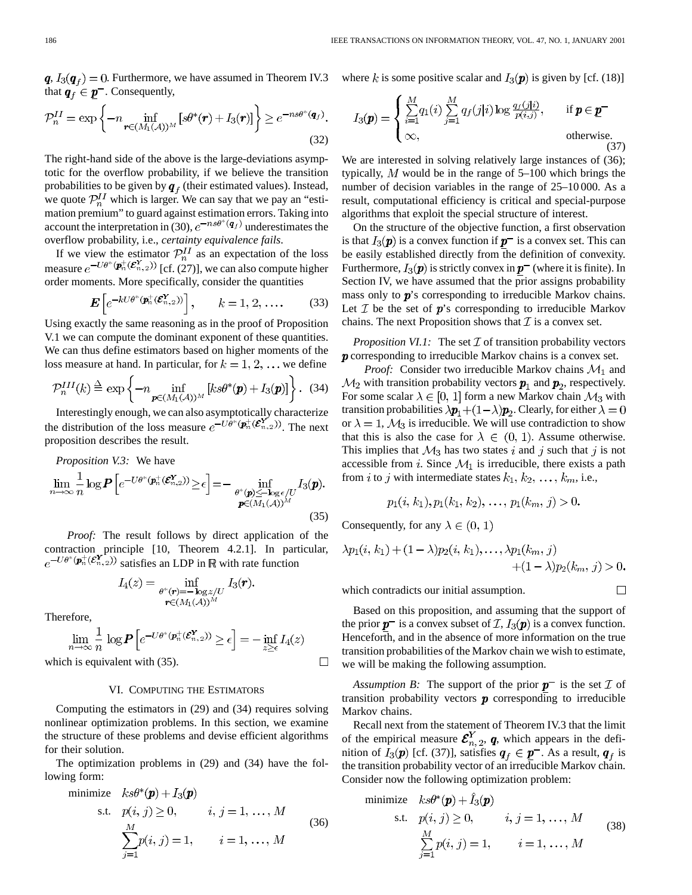$\boldsymbol{q}$, $I_3(\boldsymbol{q}_f) = 0$. Furthermore, we have assumed in Theorem IV.3 that $\boldsymbol{q}_f \in \underline{\boldsymbol{p}}^-$. Consequently,

$$\mathcal{P}_n^{II} = \exp\left\{-n \inf_{\boldsymbol{r}\in(M_1(\mathcal{A}))^M} [s\theta^*(\boldsymbol{r}) + I_3(\boldsymbol{r})]\right\} \geq e^{-ns\theta^*(\boldsymbol{q}_f)}. \tag{32}$$

The right-hand side of the above is the large-deviations asymptotic for the overflow probability, if we believe the transition probabilities to be given by $\boldsymbol{q}_f$ (their estimated values). Instead, we quote $\mathcal{P}_n^{II}$ which is larger. We can say that we pay an "estimation premium" to guard against estimation errors. Taking into account the interpretation in (30), $e^{-ns\theta^*(\boldsymbol{q}_f)}$ underestimates the overflow probability, i.e., *certainty equivalence fails*.

If we view the estimator $\mathcal{P}_n^{II}$ as an expectation of the loss measure $e^{-U\theta^*(\boldsymbol{p}_n^+(\boldsymbol{\mathcal{E}}_{n,2}^{\boldsymbol{Y}}))}$ [cf. (27)], we can also compute higher order moments. More specifically, consider the quantities

$$\boldsymbol{E}\left[e^{-kU\theta^*(\boldsymbol{p}_n^+(\boldsymbol{\mathcal{E}}_{n,2}^{\boldsymbol{Y}}))}\right], \qquad k = 1, 2, \ldots. \tag{33}$$

Using exactly the same reasoning as in the proof of Proposition V.1 we can compute the dominant exponent of these quantities. We can thus define estimators based on higher moments of the loss measure at hand. In particular, for $k = 1, 2, \ldots$ we define

$$\mathcal{P}_n^{III}(k) \triangleq \exp\left\{-n \inf_{\boldsymbol{p}\in(M_1(\mathcal{A}))^M} [ks\theta^*(\boldsymbol{p}) + I_3(\boldsymbol{p})]\right\}. \tag{34}$$

Interestingly enough, we can also asymptotically characterize the distribution of the loss measure $e^{-U\theta^*(\boldsymbol{p}_n^+(\boldsymbol{\mathcal{E}}_{n,2}^{\boldsymbol{Y}}))}$. The next proposition describes the result.

*Proposition V.3:* We have

$$\lim_{n\to\infty} \frac{1}{n} \log \boldsymbol{P}\left[e^{-U\theta^*(\boldsymbol{p}_n^+(\boldsymbol{\mathcal{E}}_{n,2}^{\boldsymbol{Y}}))} \geq \epsilon\right] = -\inf_{\substack{\theta^*(\boldsymbol{p})\leq -\log\epsilon/U \\ \boldsymbol{p}\in(M_1(\mathcal{A}))^M}} I_3(\boldsymbol{p}). \tag{35}$$

*Proof:* The result follows by direct application of the contraction principle [10, Theorem 4.2.1]. In particular, $e^{-U\theta^*(\boldsymbol{p}_n^+(\boldsymbol{\mathcal{E}}_{n,2}^{\boldsymbol{Y}}))}$ satisfies an LDP in $\mathbb{R}$ with rate function

$$I_4(z) = \inf_{\substack{\theta^*(\boldsymbol{r})=-\log z/U \\ \boldsymbol{r}\in(M_1(\mathcal{A}))^M}} I_3(\boldsymbol{r}).$$

Therefore,

$$\lim_{n\to\infty} \frac{1}{n} \log \boldsymbol{P}\left[e^{-U\theta^*(\boldsymbol{p}_n^+(\boldsymbol{\mathcal{E}}_{n,2}^{\boldsymbol{Y}}))} \geq \epsilon\right] = -\inf_{z\geq\epsilon} I_4(z)$$

which is equivalent with (35). □

## VI. Computing the Estimators

Computing the estimators in (29) and (34) requires solving nonlinear optimization problems. In this section, we examine the structure of these problems and devise efficient algorithms for their solution.

The optimization problems in (29) and (34) have the following form:

$$\begin{aligned} \text{minimize} \quad & ks\theta^*(\boldsymbol{p}) + I_3(\boldsymbol{p}) \\ \text{s.t.} \quad & p(i,j) \geq 0, \qquad i,j = 1,\ldots,M \\ & \sum_{j=1}^{M} p(i,j) = 1, \qquad i = 1,\ldots,M \end{aligned} \tag{36}$$

where $k$ is some positive scalar and $I_3(\boldsymbol{p})$ is given by [cf. (18)]

$$I_3(\boldsymbol{p}) = \begin{cases} \sum_{i=1}^{M} q_1(i) \sum_{j=1}^{M} q_f(j|i) \log \frac{q_f(j|i)}{p(i,j)}, & \text{if } \boldsymbol{p} \in \underline{\boldsymbol{p}}^- \\ \infty, & \text{otherwise.} \end{cases} \tag{37}$$

We are interested in solving relatively large instances of (36); typically, $M$ would be in the range of 5–100 which brings the number of decision variables in the range of 25–10 000. As a result, computational efficiency is critical and special-purpose algorithms that exploit the special structure of interest.

On the structure of the objective function, a first observation is that $I_3(\boldsymbol{p})$ is a convex function if $\underline{\boldsymbol{p}}^-$ is a convex set. This can be easily established directly from the definition of convexity. Furthermore, $I_3(\boldsymbol{p})$ is strictly convex in $\underline{\boldsymbol{p}}^-$ (where it is finite). In Section IV, we have assumed that the prior assigns probability mass only to $\boldsymbol{p}$'s corresponding to irreducible Markov chains. Let $\mathcal{I}$ be the set of $\boldsymbol{p}$'s corresponding to irreducible Markov chains. The next Proposition shows that $\mathcal{I}$ is a convex set.

*Proposition VI.1:* The set $\mathcal{I}$ of transition probability vectors $\boldsymbol{p}$ corresponding to irreducible Markov chains is a convex set.

*Proof:* Consider two irreducible Markov chains $\mathcal{M}_1$ and $\mathcal{M}_2$ with transition probability vectors $\boldsymbol{p}_1$ and $\boldsymbol{p}_2$, respectively. For some scalar $\lambda \in [0, 1]$ form a new Markov chain $\mathcal{M}_3$ with transition probabilities $\lambda\boldsymbol{p}_1 + (1-\lambda)\boldsymbol{p}_2$. Clearly, for either $\lambda = 0$ or $\lambda = 1$, $\mathcal{M}_3$ is irreducible. We will use contradiction to show that this is also the case for $\lambda \in (0, 1)$. Assume otherwise. This implies that $\mathcal{M}_3$ has two states $i$ and $j$ such that $j$ is not accessible from $i$. Since $\mathcal{M}_1$ is irreducible, there exists a path from $i$ to $j$ with intermediate states $k_1, k_2, \ldots, k_m$, i.e.,

$$p_1(i,k_1), p_1(k_1,k_2), \ldots, p_1(k_m,j) > 0.$$

Consequently, for any $\lambda \in (0, 1)$

$$\lambda p_1(i,k_1) + (1-\lambda)p_2(i,k_1), \ldots, \lambda p_1(k_m,j) + (1-\lambda)p_2(k_m,j) > 0.$$

which contradicts our initial assumption. □

Based on this proposition, and assuming that the support of the prior $\underline{\boldsymbol{p}}^-$ is a convex subset of $\mathcal{I}$, $I_3(\boldsymbol{p})$ is a convex function. Henceforth, and in the absence of more information on the true transition probabilities of the Markov chain we wish to estimate, we will be making the following assumption.

*Assumption B:* The support of the prior $\underline{\boldsymbol{p}}^-$ is the set $\mathcal{I}$ of transition probability vectors $\boldsymbol{p}$ corresponding to irreducible Markov chains.

Recall next from the statement of Theorem IV.3 that the limit of the empirical measure $\boldsymbol{\mathcal{E}}_{n,2}^{\boldsymbol{Y}}$, $\boldsymbol{q}$, which appears in the definition of $I_3(\boldsymbol{p})$ [cf. (37)], satisfies $\boldsymbol{q}_f \in \underline{\boldsymbol{p}}^-$. As a result, $\boldsymbol{q}_f$ is the transition probability vector of an irreducible Markov chain. Consider now the following optimization problem:

$$\begin{aligned} \text{minimize} \quad & ks\theta^*(\boldsymbol{p}) + \hat{I}_3(\boldsymbol{p}) \\ \text{s.t.} \quad & p(i,j) \geq 0, \qquad i,j = 1,\ldots,M \\ & \sum_{j=1}^{M} p(i,j) = 1, \qquad i = 1,\ldots,M \end{aligned} \tag{38}$$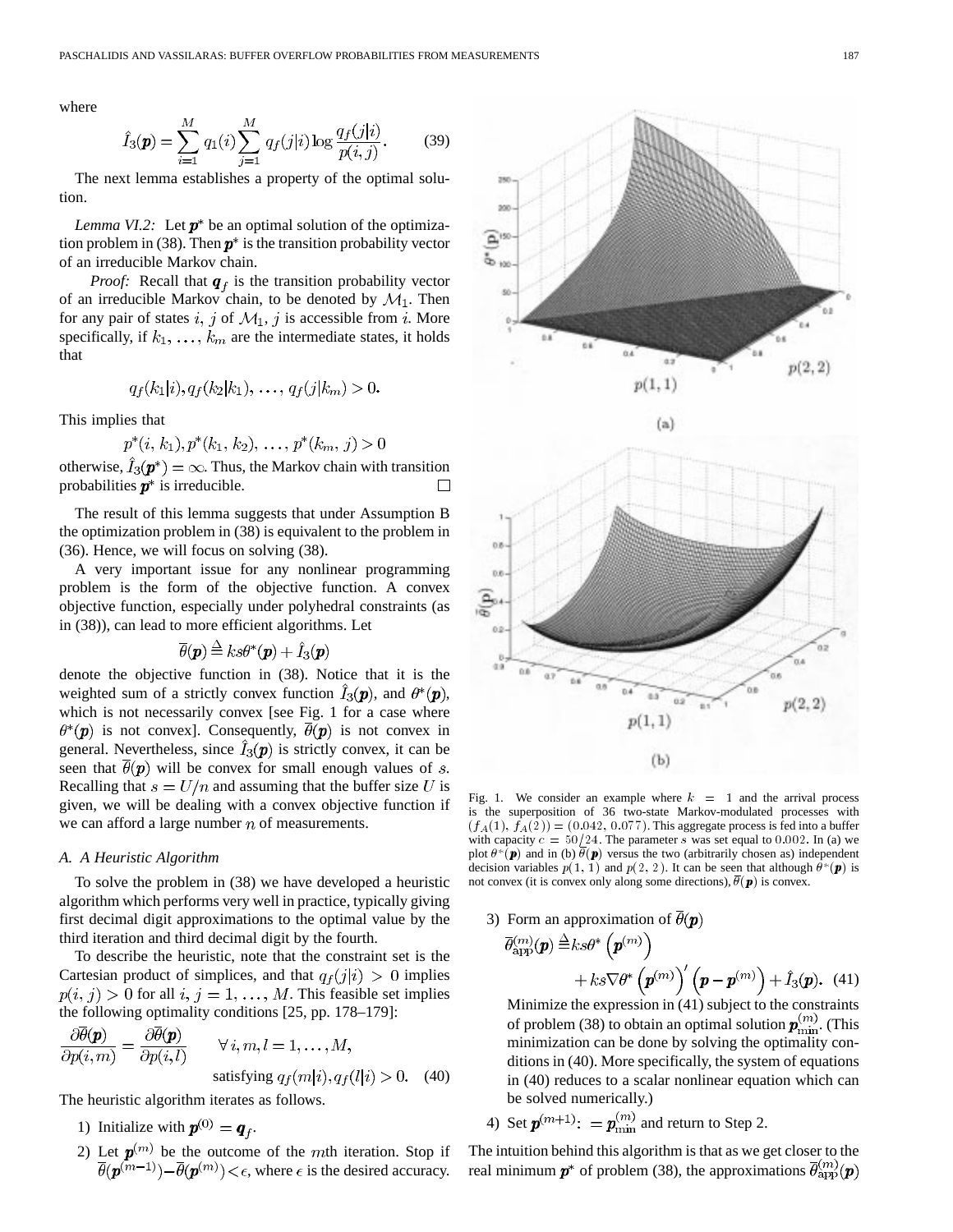where

$$\hat{I}_3(\boldsymbol{p}) = \sum_{i=1}^{M} q_1(i) \sum_{j=1}^{M} q_f(j|i) \log \frac{q_f(j|i)}{p(i,j)}. \qquad (39)$$

The next lemma establishes a property of the optimal solution.

*Lemma VI.2:* Let $\boldsymbol{p}^*$ be an optimal solution of the optimization problem in (38). Then $\boldsymbol{p}^*$ is the transition probability vector of an irreducible Markov chain.

*Proof:* Recall that $\boldsymbol{q}_f$ is the transition probability vector of an irreducible Markov chain, to be denoted by $\mathcal{M}_1$. Then for any pair of states $i, j$ of $\mathcal{M}_1$, $j$ is accessible from $i$. More specifically, if $k_1, \ldots, k_m$ are the intermediate states, it holds that

$$q_f(k_1|i), q_f(k_2|k_1), \ldots, q_f(j|k_m) > 0.$$

This implies that

$$p^*(i, k_1), p^*(k_1, k_2), \ldots, p^*(k_m, j) > 0$$

otherwise, $\hat{I}_3(\boldsymbol{p}^*) = \infty$. Thus, the Markov chain with transition probabilities $\boldsymbol{p}^*$ is irreducible. □

The result of this lemma suggests that under Assumption B the optimization problem in (38) is equivalent to the problem in (36). Hence, we will focus on solving (38).

A very important issue for any nonlinear programming problem is the form of the objective function. A convex objective function, especially under polyhedral constraints (as in (38)), can lead to more efficient algorithms. Let

$$\overline{\theta}(\boldsymbol{p}) \triangleq ks\theta^*(\boldsymbol{p}) + \hat{I}_3(\boldsymbol{p})$$

denote the objective function in (38). Notice that it is the weighted sum of a strictly convex function $\hat{I}_3(\boldsymbol{p})$, and $\theta^*(\boldsymbol{p})$, which is not necessarily convex [see Fig. 1 for a case where $\theta^*(\boldsymbol{p})$ is not convex]. Consequently, $\overline{\theta}(\boldsymbol{p})$ is not convex in general. Nevertheless, since $\hat{I}_3(\boldsymbol{p})$ is strictly convex, it can be seen that $\overline{\theta}(\boldsymbol{p})$ will be convex for small enough values of $s$. Recalling that $s = U/n$ and assuming that the buffer size $U$ is given, we will be dealing with a convex objective function if we can afford a large number $n$ of measurements.

Fig. 1. We consider an example where $k = 1$ and the arrival process is the superposition of 36 two-state Markov-modulated processes with $(f_A(1), f_A(2)) = (0.042, 0.077)$. This aggregate process is fed into a buffer with capacity $c = 50/24$. The parameter $s$ was set equal to $0.002$. In (a) we plot $\theta^*(\boldsymbol{p})$ and in (b) $\overline{\theta}(\boldsymbol{p})$ versus the two (arbitrarily chosen as) independent decision variables $p(1,1)$ and $p(2,2)$. It can be seen that although $\theta^*(\boldsymbol{p})$ is not convex (it is convex only along some directions), $\overline{\theta}(\boldsymbol{p})$ is convex.

### A. A Heuristic Algorithm

To solve the problem in (38) we have developed a heuristic algorithm which performs very well in practice, typically giving first decimal digit approximations to the optimal value by the third iteration and third decimal digit by the fourth.

To describe the heuristic, note that the constraint set is the Cartesian product of simplices, and that $q_f(j|i) > 0$ implies $p(i,j) > 0$ for all $i, j = 1, \ldots, M$. This feasible set implies the following optimality conditions [25, pp. 178–179]:

$$\frac{\partial \overline{\theta}(\boldsymbol{p})}{\partial p(i,m)} = \frac{\partial \overline{\theta}(\boldsymbol{p})}{\partial p(i,l)} \qquad \forall i, m, l = 1, \ldots, M,$$
$$\text{satisfying } q_f(m|i), q_f(l|i) > 0. \qquad (40)$$

The heuristic algorithm iterates as follows.

1) Initialize with $\boldsymbol{p}^{(0)} = \boldsymbol{q}_f$.
2) Let $\boldsymbol{p}^{(m)}$ be the outcome of the $m$th iteration. Stop if $\overline{\theta}(\boldsymbol{p}^{(m-1)}) - \overline{\theta}(\boldsymbol{p}^{(m)}) < \epsilon$, where $\epsilon$ is the desired accuracy.
3) Form an approximation of $\overline{\theta}(\boldsymbol{p})$
$$\overline{\theta}_{\text{app}}^{(m)}(\boldsymbol{p}) \triangleq ks\theta^*\left(\boldsymbol{p}^{(m)}\right) + ks\nabla\theta^*\left(\boldsymbol{p}^{(m)}\right)'\left(\boldsymbol{p} - \boldsymbol{p}^{(m)}\right) + \hat{I}_3(\boldsymbol{p}). \quad (41)$$
Minimize the expression in (41) subject to the constraints of problem (38) to obtain an optimal solution $\boldsymbol{p}_{\min}^{(m)}$. (This minimization can be done by solving the optimality conditions in (40). More specifically, the system of equations in (40) reduces to a scalar nonlinear equation which can be solved numerically.)
4) Set $\boldsymbol{p}^{(m+1)} := \boldsymbol{p}_{\min}^{(m)}$ and return to Step 2.

The intuition behind this algorithm is that as we get closer to the real minimum $\boldsymbol{p}^*$ of problem (38), the approximations $\overline{\theta}_{\text{app}}^{(m)}(\boldsymbol{p})$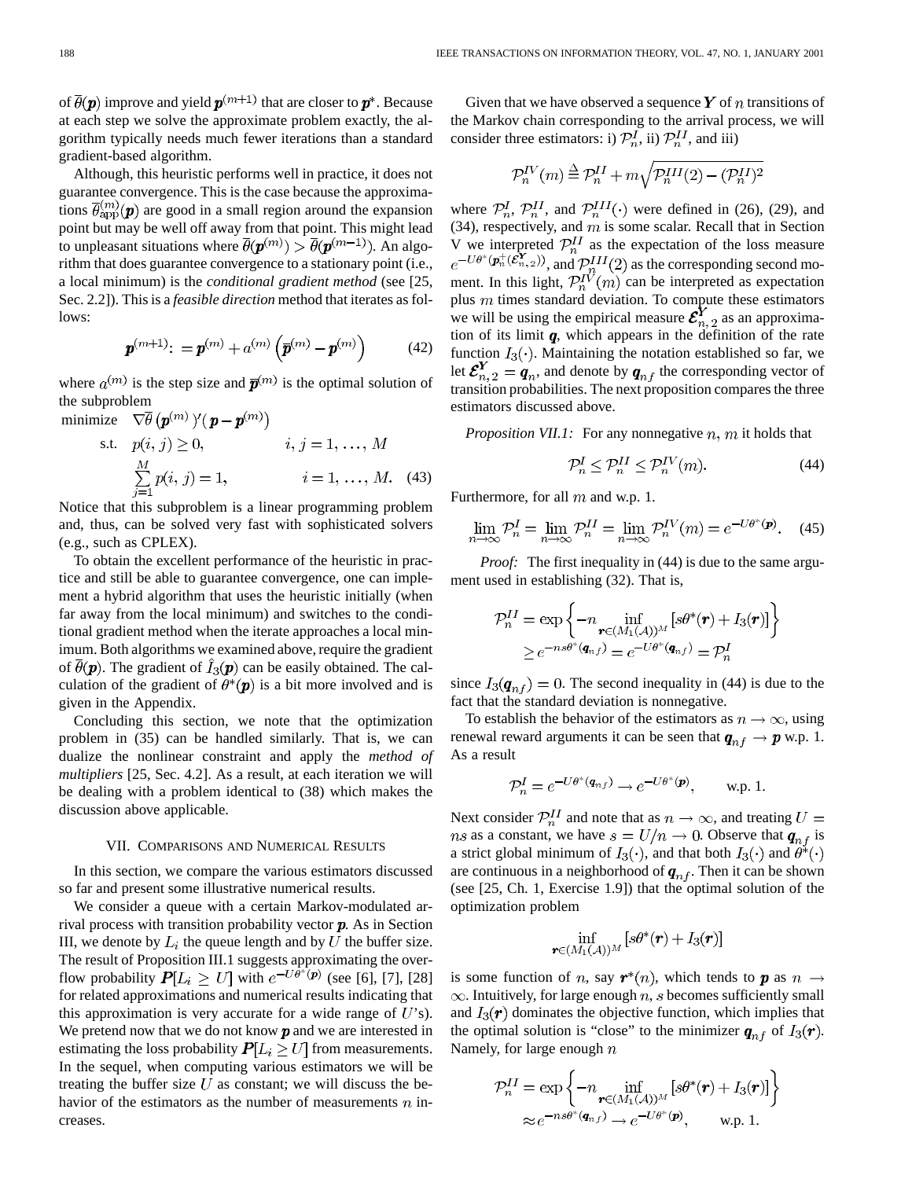of $\bar{\theta}(\boldsymbol{p})$ improve and yield $\boldsymbol{p}^{(m+1)}$ that are closer to $\boldsymbol{p}^*$. Because at each step we solve the approximate problem exactly, the algorithm typically needs much fewer iterations than a standard gradient-based algorithm.

Although, this heuristic performs well in practice, it does not guarantee convergence. This is the case because the approximations $\bar{\theta}_{\text{app}}^{(m)}(\boldsymbol{p})$ are good in a small region around the expansion point but may be well off away from that point. This might lead to unpleasant situations where $\bar{\theta}(\boldsymbol{p}^{(m)}) > \bar{\theta}(\boldsymbol{p}^{(m-1)})$. An algorithm that does guarantee convergence to a stationary point (i.e., a local minimum) is the *conditional gradient method* (see [25, Sec. 2.2]). This is a *feasible direction* method that iterates as follows:

$$\boldsymbol{p}^{(m+1)} := \boldsymbol{p}^{(m)} + a^{(m)}\left(\bar{\boldsymbol{p}}^{(m)} - \boldsymbol{p}^{(m)}\right) \tag{42}$$

where $a^{(m)}$ is the step size and $\bar{\boldsymbol{p}}^{(m)}$ is the optimal solution of the subproblem

$$\begin{aligned} \text{minimize} \quad & \nabla\bar{\theta}\left(\boldsymbol{p}^{(m)}\right)'\left(\boldsymbol{p} - \boldsymbol{p}^{(m)}\right) \\ \text{s.t.} \quad & p(i,j) \geq 0, \qquad\qquad i, j = 1, \ldots, M \\ & \sum_{j=1}^{M} p(i,j) = 1, \qquad\qquad i = 1, \ldots, M. \end{aligned} \tag{43}$$

Notice that this subproblem is a linear programming problem and, thus, can be solved very fast with sophisticated solvers (e.g., such as CPLEX).

To obtain the excellent performance of the heuristic in practice and still be able to guarantee convergence, one can implement a hybrid algorithm that uses the heuristic initially (when far away from the local minimum) and switches to the conditional gradient method when the iterate approaches a local minimum. Both algorithms we examined above, require the gradient of $\bar{\theta}(\boldsymbol{p})$. The gradient of $\hat{I}_3(\boldsymbol{p})$ can be easily obtained. The calculation of the gradient of $\theta^*(\boldsymbol{p})$ is a bit more involved and is given in the Appendix.

Concluding this section, we note that the optimization problem in (35) can be handled similarly. That is, we can dualize the nonlinear constraint and apply the *method of multipliers* [25, Sec. 4.2]. As a result, at each iteration we will be dealing with a problem identical to (38) which makes the discussion above applicable.

## VII. Comparisons and Numerical Results

In this section, we compare the various estimators discussed so far and present some illustrative numerical results.

We consider a queue with a certain Markov-modulated arrival process with transition probability vector $\boldsymbol{p}$. As in Section III, we denote by $L_i$ the queue length and by $U$ the buffer size. The result of Proposition III.1 suggests approximating the overflow probability $\boldsymbol{P}[L_i \geq U]$ with $e^{-U\theta^*(\boldsymbol{p})}$ (see [6], [7], [28] for related approximations and numerical results indicating that this approximation is very accurate for a wide range of $U$'s). We pretend now that we do not know $\boldsymbol{p}$ and we are interested in estimating the loss probability $\boldsymbol{P}[L_i \geq U]$ from measurements. In the sequel, when computing various estimators we will be treating the buffer size $U$ as constant; we will discuss the behavior of the estimators as the number of measurements $n$ increases.

Given that we have observed a sequence $\boldsymbol{Y}$ of $n$ transitions of the Markov chain corresponding to the arrival process, we will consider three estimators: i) $\mathcal{P}_n^I$, ii) $\mathcal{P}_n^{II}$, and iii)

$$\mathcal{P}_n^{IV}(m) \triangleq \mathcal{P}_n^{II} + m\sqrt{\mathcal{P}_n^{III}(2) - (\mathcal{P}_n^{II})^2}$$

where $\mathcal{P}_n^I$, $\mathcal{P}_n^{II}$, and $\mathcal{P}_n^{III}(\cdot)$ were defined in (26), (29), and (34), respectively, and $m$ is some scalar. Recall that in Section V we interpreted $\mathcal{P}_n^{II}$ as the expectation of the loss measure $e^{-U\theta^*(\boldsymbol{p}_n^+(\boldsymbol{\mathcal{E}}_{n,2}^{\boldsymbol{Y}}))}$, and $\mathcal{P}_n^{III}(2)$ as the corresponding second moment. In this light, $\mathcal{P}_n^{IV}(m)$ can be interpreted as expectation plus $m$ times standard deviation. To compute these estimators we will be using the empirical measure $\boldsymbol{\mathcal{E}}_{n,2}^{\boldsymbol{Y}}$ as an approximation of its limit $\boldsymbol{q}$, which appears in the definition of the rate function $I_3(\cdot)$. Maintaining the notation established so far, we let $\boldsymbol{\mathcal{E}}_{n,2}^{\boldsymbol{Y}} = \boldsymbol{q}_n$, and denote by $\boldsymbol{q}_{nf}$ the corresponding vector of transition probabilities. The next proposition compares the three estimators discussed above.

*Proposition VII.1:* For any nonnegative $n$, $m$ it holds that

$$\mathcal{P}_n^I \leq \mathcal{P}_n^{II} \leq \mathcal{P}_n^{IV}(m). \tag{44}$$

Furthermore, for all $m$ and w.p. 1.

$$\lim_{n\to\infty} \mathcal{P}_n^I = \lim_{n\to\infty} \mathcal{P}_n^{II} = \lim_{n\to\infty} \mathcal{P}_n^{IV}(m) = e^{-U\theta^*(\boldsymbol{p})}. \tag{45}$$

*Proof:* The first inequality in (44) is due to the same argument used in establishing (32). That is,

$$\begin{aligned} \mathcal{P}_n^{II} &= \exp\left\{-n \inf_{\boldsymbol{r}\in(M_1(\mathcal{A}))^M}\left[s\theta^*(\boldsymbol{r}) + I_3(\boldsymbol{r})\right]\right\} \\ &\geq e^{-ns\theta^*(\boldsymbol{q}_{nf})} = e^{-U\theta^*(\boldsymbol{q}_{nf})} = \mathcal{P}_n^I \end{aligned}$$

since $I_3(\boldsymbol{q}_{nf}) = 0$. The second inequality in (44) is due to the fact that the standard deviation is nonnegative.

To establish the behavior of the estimators as $n \to \infty$, using renewal reward arguments it can be seen that $\boldsymbol{q}_{nf} \to \boldsymbol{p}$ w.p. 1. As a result

$$\mathcal{P}_n^I = e^{-U\theta^*(\boldsymbol{q}_{nf})} \to e^{-U\theta^*(\boldsymbol{p})}, \qquad \text{w.p. 1.}$$

Next consider $\mathcal{P}_n^{II}$ and note that as $n \to \infty$, and treating $U = ns$ as a constant, we have $s = U/n \to 0$. Observe that $\boldsymbol{q}_{nf}$ is a strict global minimum of $I_3(\cdot)$, and that both $I_3(\cdot)$ and $\theta^*(\cdot)$ are continuous in a neighborhood of $\boldsymbol{q}_{nf}$. Then it can be shown (see [25, Ch. 1, Exercise 1.9]) that the optimal solution of the optimization problem

$$\inf_{\boldsymbol{r}\in(M_1(\mathcal{A}))^M}\left[s\theta^*(\boldsymbol{r}) + I_3(\boldsymbol{r})\right]$$

is some function of $n$, say $\boldsymbol{r}^*(n)$, which tends to $\boldsymbol{p}$ as $n \to \infty$. Intuitively, for large enough $n$, $s$ becomes sufficiently small and $I_3(\boldsymbol{r})$ dominates the objective function, which implies that the optimal solution is "close" to the minimizer $\boldsymbol{q}_{nf}$ of $I_3(\boldsymbol{r})$. Namely, for large enough $n$

$$\begin{aligned} \mathcal{P}_n^{II} &= \exp\left\{-n \inf_{\boldsymbol{r}\in(M_1(\mathcal{A}))^M}\left[s\theta^*(\boldsymbol{r}) + I_3(\boldsymbol{r})\right]\right\} \\ &\approx e^{-ns\theta^*(\boldsymbol{q}_{nf})} \to e^{-U\theta^*(\boldsymbol{p})}, \qquad \text{w.p. 1.} \end{aligned}$$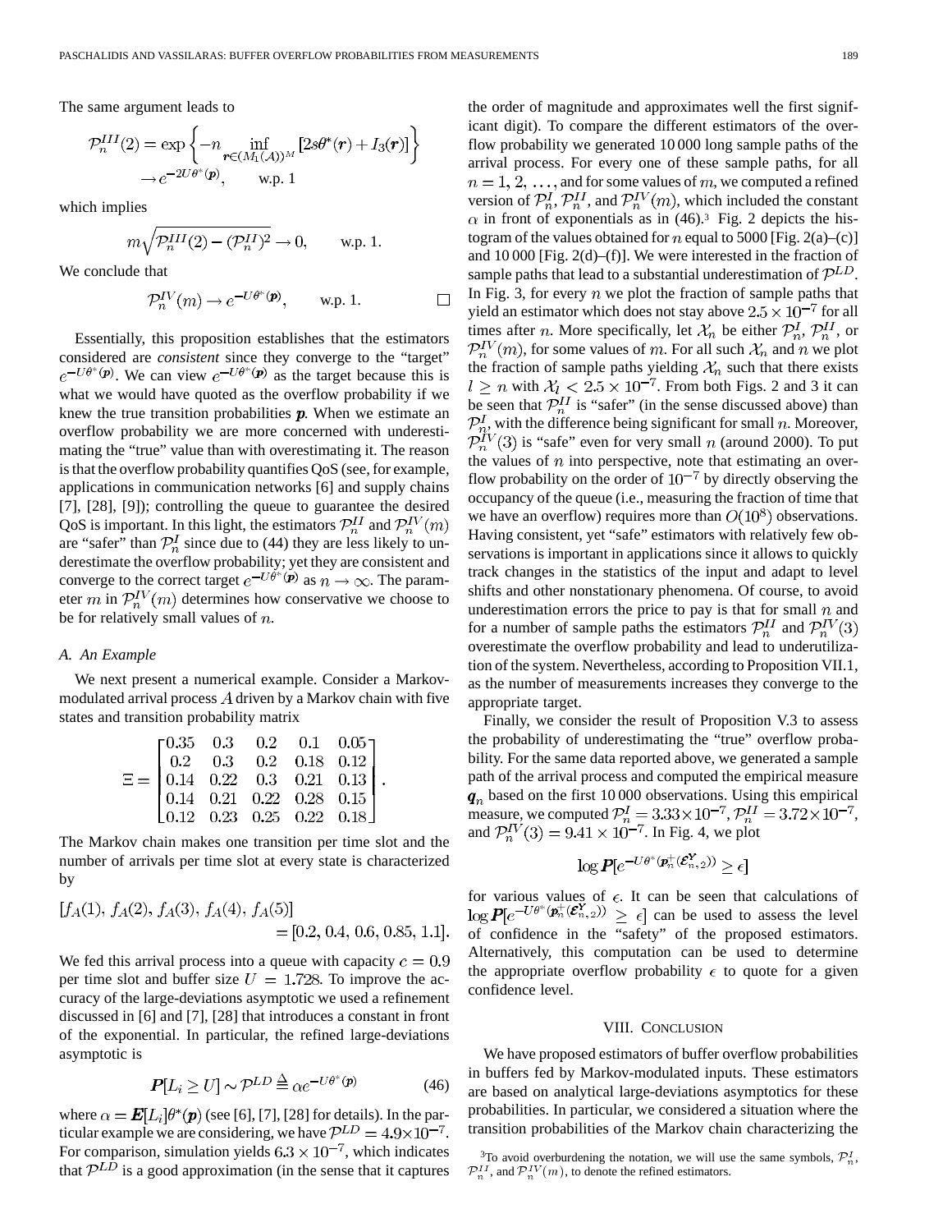The same argument leads to

$$\mathcal{P}_n^{III}(2) = \exp\left\{-n \inf_{\boldsymbol{r}\in(M_1(\mathcal{A}))^M} [2s\theta^*(\boldsymbol{r}) + I_3(\boldsymbol{r})]\right\} \to e^{-2U\theta^*(\boldsymbol{p})}, \qquad \text{w.p. 1}$$

which implies

$$m\sqrt{\mathcal{P}_n^{III}(2) - (\mathcal{P}_n^{II})^2} \to 0, \qquad \text{w.p. 1.}$$

We conclude that

$$\mathcal{P}_n^{IV}(m) \to e^{-U\theta^*(\boldsymbol{p})}, \qquad \text{w.p. 1.} \qquad \square$$

Essentially, this proposition establishes that the estimators considered are *consistent* since they converge to the "target" $e^{-U\theta^*(\boldsymbol{p})}$. We can view $e^{-U\theta^*(\boldsymbol{p})}$ as the target because this is what we would have quoted as the overflow probability if we knew the true transition probabilities $\boldsymbol{p}$. When we estimate an overflow probability we are more concerned with underestimating the "true" value than with overestimating it. The reason is that the overflow probability quantifies QoS (see, for example, applications in communication networks [6] and supply chains [7], [28], [9]); controlling the queue to guarantee the desired QoS is important. In this light, the estimators $\mathcal{P}_n^{II}$ and $\mathcal{P}_n^{IV}(m)$ are "safer" than $\mathcal{P}_n^{I}$ since due to (44) they are less likely to underestimate the overflow probability; yet they are consistent and converge to the correct target $e^{-U\theta^*(\boldsymbol{p})}$ as $n \to \infty$. The parameter $m$ in $\mathcal{P}_n^{IV}(m)$ determines how conservative we choose to be for relatively small values of $n$.

### *A. An Example*

We next present a numerical example. Consider a Markov-modulated arrival process $A$ driven by a Markov chain with five states and transition probability matrix

$$\Xi = \begin{bmatrix} 0.35 & 0.3 & 0.2 & 0.1 & 0.05 \\ 0.2 & 0.3 & 0.2 & 0.18 & 0.12 \\ 0.14 & 0.22 & 0.3 & 0.21 & 0.13 \\ 0.14 & 0.21 & 0.22 & 0.28 & 0.15 \\ 0.12 & 0.23 & 0.25 & 0.22 & 0.18 \end{bmatrix}.$$

The Markov chain makes one transition per time slot and the number of arrivals per time slot at every state is characterized by

$$[f_A(1), f_A(2), f_A(3), f_A(4), f_A(5)] = [0.2, 0.4, 0.6, 0.85, 1.1].$$

We fed this arrival process into a queue with capacity $c = 0.9$ per time slot and buffer size $U = 1.728$. To improve the accuracy of the large-deviations asymptotic we used a refinement discussed in [6] and [7], [28] that introduces a constant in front of the exponential. In particular, the refined large-deviations asymptotic is

$$\boldsymbol{P}[L_i \geq U] \sim \mathcal{P}^{LD} \triangleq \alpha e^{-U\theta^*(\boldsymbol{p})} \tag{46}$$

where $\alpha = \boldsymbol{E}[L_i]\theta^*(\boldsymbol{p})$ (see [6], [7], [28] for details). In the particular example we are considering, we have $\mathcal{P}^{LD} = 4.9\times 10^{-7}$. For comparison, simulation yields $6.3 \times 10^{-7}$, which indicates that $\mathcal{P}^{LD}$ is a good approximation (in the sense that it captures the order of magnitude and approximates well the first significant digit). To compare the different estimators of the overflow probability we generated 10 000 long sample paths of the arrival process. For every one of these sample paths, for all $n = 1, 2, \ldots,$ and for some values of $m$, we computed a refined version of $\mathcal{P}_n^{I}$, $\mathcal{P}_n^{II}$, and $\mathcal{P}_n^{IV}(m)$, which included the constant $\alpha$ in front of exponentials as in (46).[3] Fig. 2 depicts the histogram of the values obtained for $n$ equal to 5000 [Fig. 2(a)–(c)] and 10 000 [Fig. 2(d)–(f)]. We were interested in the fraction of sample paths that lead to a substantial underestimation of $\mathcal{P}^{LD}$. In Fig. 3, for every $n$ we plot the fraction of sample paths that yield an estimator which does not stay above $2.5 \times 10^{-7}$ for all times after $n$. More specifically, let $\mathcal{X}_n$ be either $\mathcal{P}_n^{I}$, $\mathcal{P}_n^{II}$, or $\mathcal{P}_n^{IV}(m)$, for some values of $m$. For all such $\mathcal{X}_n$ and $n$ we plot the fraction of sample paths yielding $\mathcal{X}_n$ such that there exists $l \geq n$ with $\mathcal{X}_l < 2.5 \times 10^{-7}$. From both Figs. 2 and 3 it can be seen that $\mathcal{P}_n^{II}$ is "safer" (in the sense discussed above) than $\mathcal{P}_n^{I}$, with the difference being significant for small $n$. Moreover, $\mathcal{P}_n^{IV}(3)$ is "safe" even for very small $n$ (around 2000). To put the values of $n$ into perspective, note that estimating an overflow probability on the order of $10^{-7}$ by directly observing the occupancy of the queue (i.e., measuring the fraction of time that we have an overflow) requires more than $O(10^8)$ observations. Having consistent, yet "safe" estimators with relatively few observations is important in applications since it allows to quickly track changes in the statistics of the input and adapt to level shifts and other nonstationary phenomena. Of course, to avoid underestimation errors the price to pay is that for small $n$ and for a number of sample paths the estimators $\mathcal{P}_n^{II}$ and $\mathcal{P}_n^{IV}(3)$ overestimate the overflow probability and lead to underutilization of the system. Nevertheless, according to Proposition VII.1, as the number of measurements increases they converge to the appropriate target.

Finally, we consider the result of Proposition V.3 to assess the probability of underestimating the "true" overflow probability. For the same data reported above, we generated a sample path of the arrival process and computed the empirical measure $\boldsymbol{q}_n$ based on the first 10 000 observations. Using this empirical measure, we computed $\mathcal{P}_n^{I} = 3.33\times 10^{-7}$, $\mathcal{P}_n^{II} = 3.72\times 10^{-7}$, and $\mathcal{P}_n^{IV}(3) = 9.41 \times 10^{-7}$. In Fig. 4, we plot

$$\log \boldsymbol{P}[e^{-U\theta^*(\boldsymbol{p}_n^+(\mathcal{E}_{n,2}^{\boldsymbol{Y}}))} \geq \epsilon]$$

for various values of $\epsilon$. It can be seen that calculations of $\log \boldsymbol{P}[e^{-U\theta^*(\boldsymbol{p}_n^+(\mathcal{E}_{n,2}^{\boldsymbol{Y}}))} \geq \epsilon]$ can be used to assess the level of confidence in the "safety" of the proposed estimators. Alternatively, this computation can be used to determine the appropriate overflow probability $\epsilon$ to quote for a given confidence level.

## VIII. Conclusion

We have proposed estimators of buffer overflow probabilities in buffers fed by Markov-modulated inputs. These estimators are based on analytical large-deviations asymptotics for these probabilities. In particular, we considered a situation where the transition probabilities of the Markov chain characterizing the

[3]To avoid overburdening the notation, we will use the same symbols, $\mathcal{P}_n^{I}$, $\mathcal{P}_n^{II}$, and $\mathcal{P}_n^{IV}(m)$, to denote the refined estimators.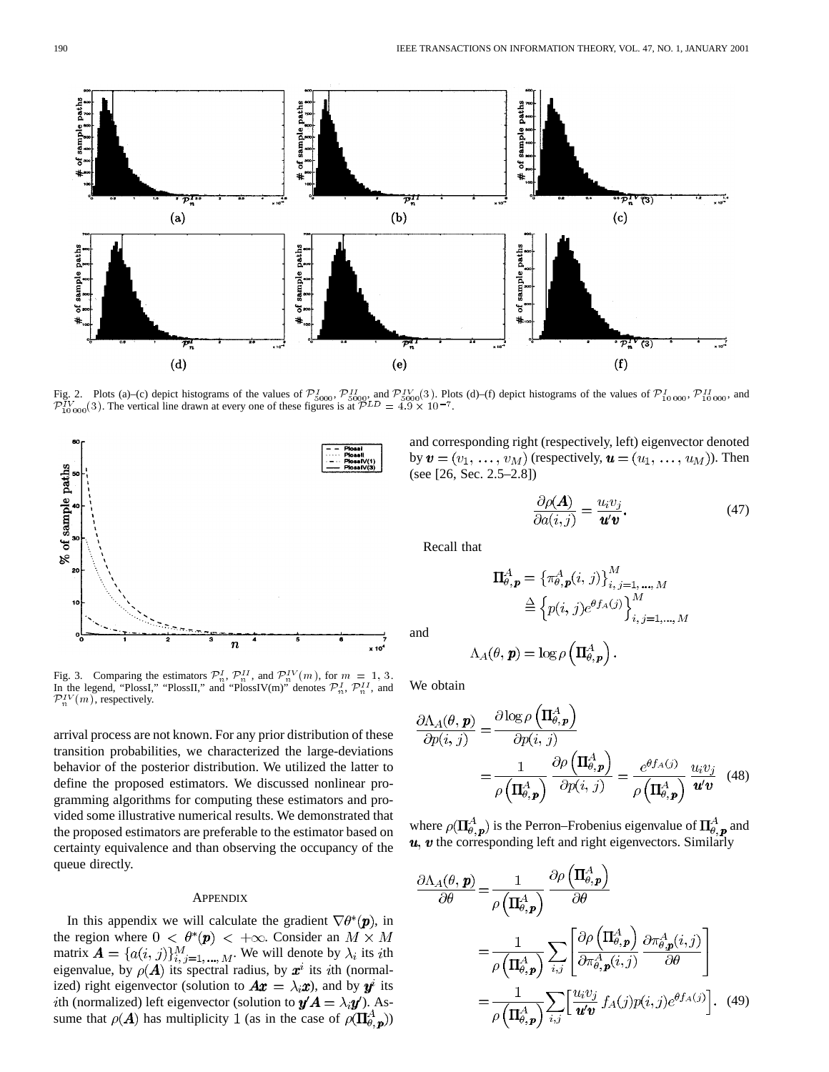Fig. 2. Plots (a)–(c) depict histograms of the values of $\mathcal{P}^{I}_{5000}$, $\mathcal{P}^{II}_{5000}$, and $\mathcal{P}^{IV}_{5000}(3)$. Plots (d)–(f) depict histograms of the values of $\mathcal{P}^{I}_{10\,000}$, $\mathcal{P}^{II}_{10\,000}$, and $\mathcal{P}^{IV}_{10\,000}(3)$. The vertical line drawn at every one of these figures is at $\mathcal{P}^{LD} = 4.9 \times 10^{-7}$.

Fig. 3. Comparing the estimators $\mathcal{P}^{I}_{n}$, $\mathcal{P}^{II}_{n}$, and $\mathcal{P}^{IV}_{n}(m)$, for $m = 1, 3$. In the legend, "PlossI," "PlossII," and "PlossIV(m)" denotes $\mathcal{P}^{I}_{n}$, $\mathcal{P}^{II}_{n}$, and $\mathcal{P}^{IV}_{n}(m)$, respectively.

arrival process are not known. For any prior distribution of these transition probabilities, we characterized the large-deviations behavior of the posterior distribution. We utilized the latter to define the proposed estimators. We discussed nonlinear programming algorithms for computing these estimators and provided some illustrative numerical results. We demonstrated that the proposed estimators are preferable to the estimator based on certainty equivalence and than observing the occupancy of the queue directly.

## Appendix

In this appendix we will calculate the gradient $\nabla\theta^*(\boldsymbol{p})$, in the region where $0 < \theta^*(\boldsymbol{p}) < +\infty$. Consider an $M \times M$ matrix $\boldsymbol{A} = \{a(i,j)\}_{i,j=1,\ldots,M}^{M}$. We will denote by $\lambda_i$ its $i$th eigenvalue, by $\rho(\boldsymbol{A})$ its spectral radius, by $\boldsymbol{x}^i$ its $i$th (normalized) right eigenvector (solution to $\boldsymbol{A}\boldsymbol{x} = \lambda_i \boldsymbol{x}$), and by $\boldsymbol{y}^i$ its $i$th (normalized) left eigenvector (solution to $\boldsymbol{y}'\boldsymbol{A} = \lambda_i \boldsymbol{y}'$). Assume that $\rho(\boldsymbol{A})$ has multiplicity 1 (as in the case of $\rho(\boldsymbol{\Pi}^{A}_{\theta,\boldsymbol{p}})$) and corresponding right (respectively, left) eigenvector denoted by $\boldsymbol{v} = (v_1, \ldots, v_M)$ (respectively, $\boldsymbol{u} = (u_1, \ldots, u_M)$). Then (see [26, Sec. 2.5–2.8])

$$\frac{\partial \rho(\boldsymbol{A})}{\partial a(i,j)} = \frac{u_i v_j}{\boldsymbol{u}'\boldsymbol{v}}. \tag{47}$$

Recall that

$$\begin{aligned}\boldsymbol{\Pi}^{A}_{\theta,\boldsymbol{p}} &= \left\{\pi^{A}_{\theta,\boldsymbol{p}}(i,j)\right\}_{i,j=1,\ldots,M}^{M} \\ &\triangleq \left\{p(i,j)e^{\theta f_A(j)}\right\}_{i,j=1,\ldots,M}^{M}\end{aligned}$$

and

$$\Lambda_A(\theta,\boldsymbol{p}) = \log \rho\left(\boldsymbol{\Pi}^{A}_{\theta,\boldsymbol{p}}\right).$$

We obtain

$$\begin{aligned}\frac{\partial \Lambda_A(\theta,\boldsymbol{p})}{\partial p(i,j)} &= \frac{\partial \log \rho\left(\boldsymbol{\Pi}^{A}_{\theta,\boldsymbol{p}}\right)}{\partial p(i,j)} \\ &= \frac{1}{\rho\left(\boldsymbol{\Pi}^{A}_{\theta,\boldsymbol{p}}\right)} \frac{\partial \rho\left(\boldsymbol{\Pi}^{A}_{\theta,\boldsymbol{p}}\right)}{\partial p(i,j)} = \frac{e^{\theta f_A(j)}}{\rho\left(\boldsymbol{\Pi}^{A}_{\theta,\boldsymbol{p}}\right)} \frac{u_i v_j}{\boldsymbol{u}'\boldsymbol{v}}\end{aligned} \tag{48}$$

where $\rho(\boldsymbol{\Pi}^{A}_{\theta,\boldsymbol{p}})$ is the Perron–Frobenius eigenvalue of $\boldsymbol{\Pi}^{A}_{\theta,\boldsymbol{p}}$ and $\boldsymbol{u}$, $\boldsymbol{v}$ the corresponding left and right eigenvectors. Similarly

$$\begin{aligned}\frac{\partial \Lambda_A(\theta,\boldsymbol{p})}{\partial \theta} &= \frac{1}{\rho\left(\boldsymbol{\Pi}^{A}_{\theta,\boldsymbol{p}}\right)} \frac{\partial \rho\left(\boldsymbol{\Pi}^{A}_{\theta,\boldsymbol{p}}\right)}{\partial \theta} \\ &= \frac{1}{\rho\left(\boldsymbol{\Pi}^{A}_{\theta,\boldsymbol{p}}\right)} \sum_{i,j}\left[\frac{\partial \rho\left(\boldsymbol{\Pi}^{A}_{\theta,\boldsymbol{p}}\right)}{\partial \pi^{A}_{\theta,\boldsymbol{p}}(i,j)} \frac{\partial \pi^{A}_{\theta,\boldsymbol{p}}(i,j)}{\partial \theta}\right] \\ &= \frac{1}{\rho\left(\boldsymbol{\Pi}^{A}_{\theta,\boldsymbol{p}}\right)} \sum_{i,j}\left[\frac{u_i v_j}{\boldsymbol{u}'\boldsymbol{v}} f_A(j) p(i,j) e^{\theta f_A(j)}\right].\end{aligned} \tag{49}$$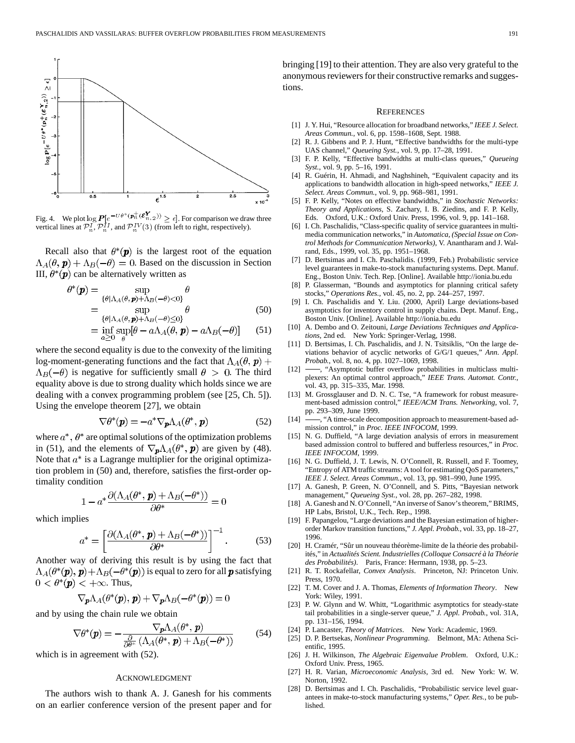1

0

−1

−2

−3

−4

−5

−6

0 0.5 1 1.5 2 2.5 3

$\epsilon$ $\times 10^{-4}$

$\log \boldsymbol{P}[e^{-U\theta^*(\boldsymbol{p}_n^+(\boldsymbol{\mathcal{E}}_{n,2}^{\boldsymbol{Y}}))} \geq \epsilon]$

Fig. 4. We plot $\log \boldsymbol{P}[e^{-U\theta^*(\boldsymbol{p}_n^+(\boldsymbol{\mathcal{E}}_{n,2}^{\boldsymbol{Y}}))} \geq \epsilon]$. For comparison we draw three vertical lines at $\mathcal{P}_n^I$, $\mathcal{P}_n^{II}$, and $\mathcal{P}_n^{IV}(3)$ (from left to right, respectively).

Recall also that $\theta^*(\boldsymbol{p})$ is the largest root of the equation $\Lambda_A(\theta, \boldsymbol{p}) + \Lambda_B(-\theta) = 0$. Based on the discussion in Section III, $\theta^*(\boldsymbol{p})$ can be alternatively written as

$$\begin{aligned}
\theta^*(\boldsymbol{p}) &= \sup_{\{\theta | \Lambda_A(\theta, \boldsymbol{p}) + \Lambda_B(-\theta) < 0\}} \theta \\
&= \sup_{\{\theta | \Lambda_A(\theta, \boldsymbol{p}) + \Lambda_B(-\theta) \leq 0\}} \theta \qquad (50) \\
&= \inf_{a \geq 0} \sup_{\theta} [\theta - a\Lambda_A(\theta, \boldsymbol{p}) - a\Lambda_B(-\theta)] \qquad (51)
\end{aligned}$$

where the second equality is due to the convexity of the limiting log-moment-generating functions and the fact that $\Lambda_A(\theta, \boldsymbol{p}) + \Lambda_B(-\theta)$ is negative for sufficiently small $\theta > 0$. The third equality above is due to strong duality which holds since we are dealing with a convex programming problem (see [25, Ch. 5]). Using the envelope theorem [27], we obtain

$$\nabla \theta^*(\boldsymbol{p}) = -a^* \nabla_{\boldsymbol{p}} \Lambda_A(\theta^*, \boldsymbol{p}) \qquad (52)$$

where $a^*$, $\theta^*$ are optimal solutions of the optimization problems in (51), and the elements of $\nabla_{\boldsymbol{p}} \Lambda_A(\theta^*, \boldsymbol{p})$ are given by (48). Note that $a^*$ is a Lagrange multiplier for the original optimization problem in (50) and, therefore, satisfies the first-order optimality condition

$$1 - a^* \frac{\partial(\Lambda_A(\theta^*, \boldsymbol{p}) + \Lambda_B(-\theta^*))}{\partial \theta^*} = 0$$

which implies

$$a^* = \left[ \frac{\partial(\Lambda_A(\theta^*, \boldsymbol{p}) + \Lambda_B(-\theta^*))}{\partial \theta^*} \right]^{-1}. \qquad (53)$$

Another way of deriving this result is by using the fact that $\Lambda_A(\theta^*(\boldsymbol{p}), \boldsymbol{p}) + \Lambda_B(-\theta^*(\boldsymbol{p}))$ is equal to zero for all $\boldsymbol{p}$ satisfying $0 < \theta^*(\boldsymbol{p}) < +\infty$. Thus,

$$\nabla_{\boldsymbol{p}} \Lambda_A(\theta^*(\boldsymbol{p}), \boldsymbol{p}) + \nabla_{\boldsymbol{p}} \Lambda_B(-\theta^*(\boldsymbol{p})) = 0$$

and by using the chain rule we obtain

$$\nabla \theta^*(\boldsymbol{p}) = -\frac{\nabla_{\boldsymbol{p}} \Lambda_A(\theta^*, \boldsymbol{p})}{\frac{\partial}{\partial \theta^*} (\Lambda_A(\theta^*, \boldsymbol{p}) + \Lambda_B(-\theta^*))} \qquad (54)$$

which is in agreement with (52).

## Acknowledgment

The authors wish to thank A. J. Ganesh for his comments on an earlier conference version of the present paper and for bringing [19] to their attention. They are also very grateful to the anonymous reviewers for their constructive remarks and suggestions.

## References

[1] J. Y. Hui, "Resource allocation for broadband networks," *IEEE J. Select. Areas Commun.*, vol. 6, pp. 1598–1608, Sept. 1988.

[2] R. J. Gibbens and P. J. Hunt, "Effective bandwidths for the multi-type UAS channel," *Queueing Syst.*, vol. 9, pp. 17–28, 1991.

[3] F. P. Kelly, "Effective bandwidths at multi-class queues," *Queueing Syst.*, vol. 9, pp. 5–16, 1991.

[4] R. Guérin, H. Ahmadi, and Naghshineh, "Equivalent capacity and its applications to bandwidth allocation in high-speed networks," *IEEE J. Select. Areas Commun.*, vol. 9, pp. 968–981, 1991.

[5] F. P. Kelly, "Notes on effective bandwidths," in *Stochastic Networks: Theory and Applications*, S. Zachary, I. B. Ziedins, and F. P. Kelly, Eds. Oxford, U.K.: Oxford Univ. Press, 1996, vol. 9, pp. 141–168.

[6] I. Ch. Paschalidis, "Class-specific quality of service guarantees in multimedia communication networks," in *Automatica, (Special Issue on Control Methods for Communication Networks)*, V. Anantharam and J. Walrand, Eds., 1999, vol. 35, pp. 1951–1968.

[7] D. Bertsimas and I. Ch. Paschalidis. (1999, Feb.) Probabilistic service level guarantees in make-to-stock manufacturing systems. Dept. Manuf. Eng., Boston Univ. Tech. Rep. [Online]. Available http://ionia.bu.edu

[8] P. Glasserman, "Bounds and asymptotics for planning critical safety stocks," *Operations Res.*, vol. 45, no. 2, pp. 244–257, 1997.

[9] I. Ch. Paschalidis and Y. Liu. (2000, April) Large deviations-based asymptotics for inventory control in supply chains. Dept. Manuf. Eng., Boston Univ. [Online]. Available http://ionia.bu.edu

[10] A. Dembo and O. Zeitouni, *Large Deviations Techniques and Applications*, 2nd ed. New York: Springer-Verlag, 1998.

[11] D. Bertsimas, I. Ch. Paschalidis, and J. N. Tsitsiklis, "On the large deviations behavior of acyclic networks of G/G/1 queues," *Ann. Appl. Probab.*, vol. 8, no. 4, pp. 1027–1069, 1998.

[12] ——, "Asymptotic buffer overflow probabilities in multiclass multiplexers: An optimal control approach," *IEEE Trans. Automat. Contr.*, vol. 43, pp. 315–335, Mar. 1998.

[13] M. Grossglauser and D. N. C. Tse, "A framework for robust measurement-based admission control," *IEEE/ACM Trans. Networking*, vol. 7, pp. 293–309, June 1999.

[14] ——, "A time-scale decomposition approach to measurement-based admission control," in *Proc. IEEE INFOCOM*, 1999.

[15] N. G. Duffield, "A large deviation analysis of errors in measurement based admission control to buffered and bufferless resources," in *Proc. IEEE INFOCOM*, 1999.

[16] N. G. Duffield, J. T. Lewis, N. O'Connell, R. Russell, and F. Toomey, "Entropy of ATM traffic streams: A tool for estimating QoS parameters," *IEEE J. Select. Areas Commun.*, vol. 13, pp. 981–990, June 1995.

[17] A. Ganesh, P. Green, N. O'Connell, and S. Pitts, "Bayesian network management," *Queueing Syst.*, vol. 28, pp. 267–282, 1998.

[18] A. Ganesh and N. O'Connell, "An inverse of Sanov's theorem," BRIMS, HP Labs, Bristol, U.K., Tech. Rep., 1998.

[19] F. Papangelou, "Large deviations and the Bayesian estimation of higher-order Markov transition functions," *J. Appl. Probab.*, vol. 33, pp. 18–27, 1996.

[20] H. Cramér, "Sûr un nouveau théorème-limite de la théorie des probabilités," in *Actualités Scient. Industrielles (Colloque Consacré à la Théorie des Probabilités)*. Paris, France: Hermann, 1938, pp. 5–23.

[21] R. T. Rockafellar, *Convex Analysis*. Princeton, NJ: Princeton Univ. Press, 1970.

[22] T. M. Cover and J. A. Thomas, *Elements of Information Theory*. New York: Wiley, 1991.

[23] P. W. Glynn and W. Whitt, "Logarithmic asymptotics for steady-state tail probabilities in a single-server queue," *J. Appl. Probab.*, vol. 31A, pp. 131–156, 1994.

[24] P. Lancaster, *Theory of Matrices*. New York: Academic, 1969.

[25] D. P. Bertsekas, *Nonlinear Programming*. Belmont, MA: Athena Scientific, 1995.

[26] J. H. Wilkinson, *The Algebraic Eigenvalue Problem*. Oxford, U.K.: Oxford Univ. Press, 1965.

[27] H. R. Varian, *Microeconomic Analysis*, 3rd ed. New York: W. W. Norton, 1992.

[28] D. Bertsimas and I. Ch. Paschalidis, "Probabilistic service level guarantees in make-to-stock manufacturing systems," *Oper. Res.*, to be published.